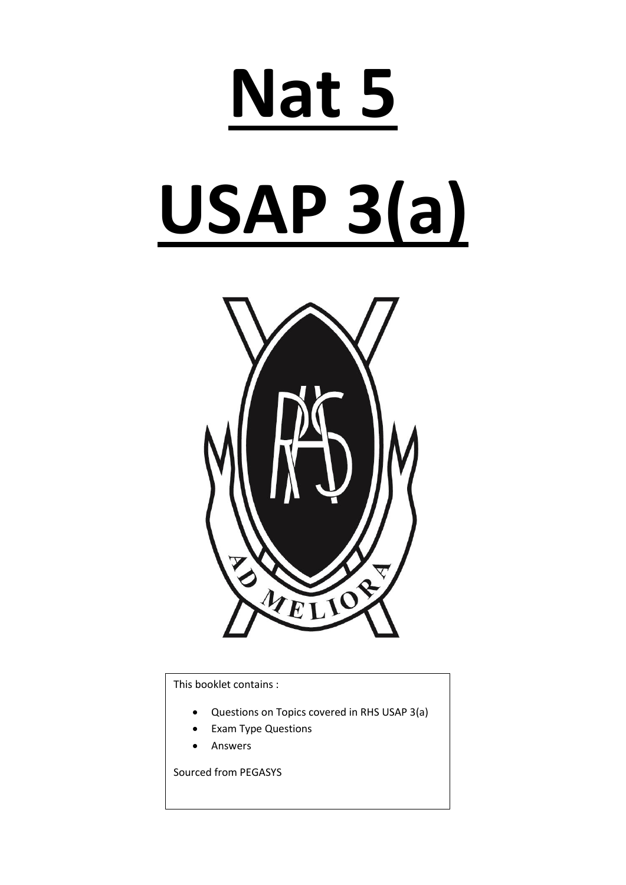# Nat 5

# USAP 3(a)

This booklet contains :

- Questions on Topics covered in RHS USAP 3(a)
- Exam Type Questions
- Answers

Sourced from PEGASYS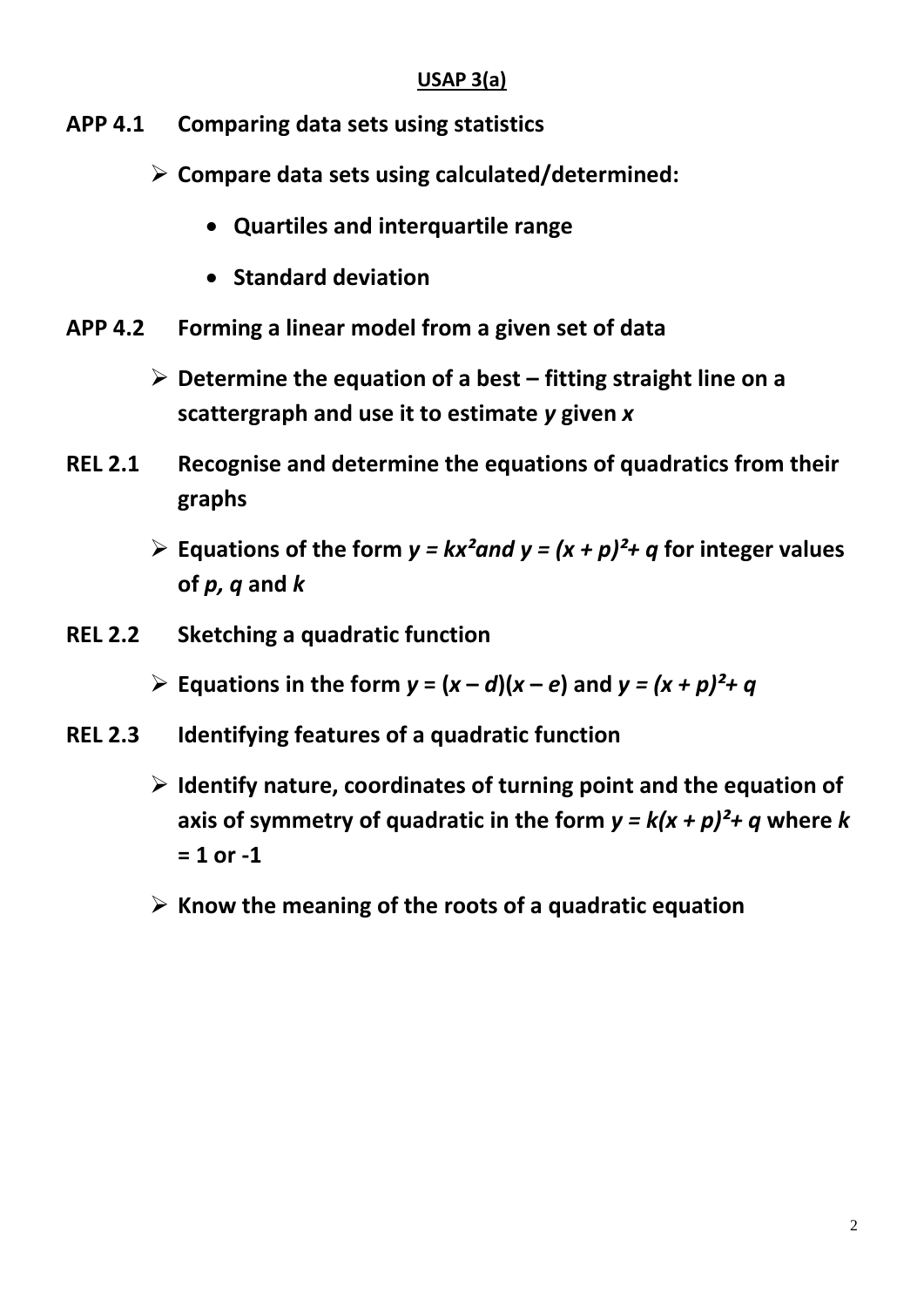**USAP 3(a)**

**APP 4.1 Comparing data sets using statistics**

- **Compare data sets using calculated/determined:**
  - **Quartiles and interquartile range**
  - **Standard deviation**

**APP 4.2 Forming a linear model from a given set of data**

- **Determine the equation of a best – fitting straight line on a scattergraph and use it to estimate $y$ given $x$**

**REL 2.1 Recognise and determine the equations of quadratics from their graphs**

- **Equations of the form $y = kx^2$ and $y = (x + p)^2 + q$ for integer values of $p$, $q$ and $k$**

**REL 2.2 Sketching a quadratic function**

- **Equations in the form $y = (x - d)(x - e)$ and $y = (x + p)^2 + q$**

**REL 2.3 Identifying features of a quadratic function**

- **Identify nature, coordinates of turning point and the equation of axis of symmetry of quadratic in the form $y = k(x + p)^2 + q$ where $k = 1$ or $-1$**
- **Know the meaning of the roots of a quadratic equation**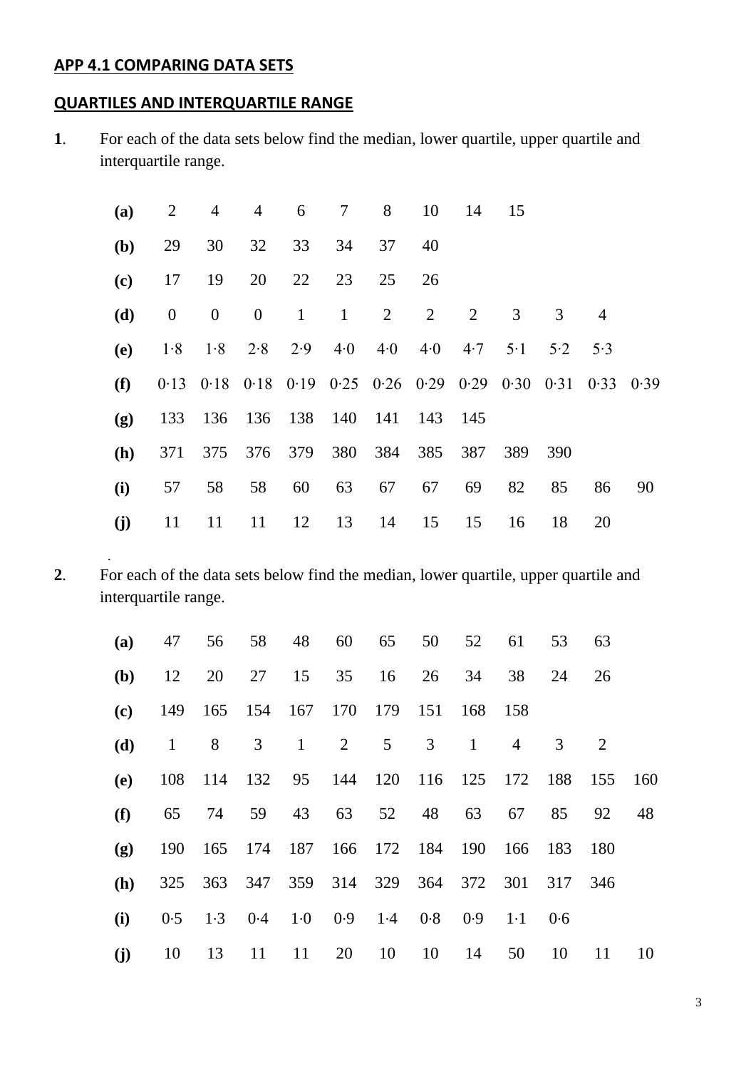**APP 4.1 COMPARING DATA SETS**

**QUARTILES AND INTERQUARTILE RANGE**

**1**. For each of the data sets below find the median, lower quartile, upper quartile and interquartile range.

| | | | | | | | | | | | | |
|---|---|---|---|---|---|---|---|---|---|---|---|---|
| **(a)** | 2 | 4 | 4 | 6 | 7 | 8 | 10 | 14 | 15 | | | |
| **(b)** | 29 | 30 | 32 | 33 | 34 | 37 | 40 | | | | | |
| **(c)** | 17 | 19 | 20 | 22 | 23 | 25 | 26 | | | | | |
| **(d)** | 0 | 0 | 0 | 1 | 1 | 2 | 2 | 2 | 3 | 3 | 4 | |
| **(e)** | 1·8 | 1·8 | 2·8 | 2·9 | 4·0 | 4·0 | 4·0 | 4·7 | 5·1 | 5·2 | 5·3 | |
| **(f)** | 0·13 | 0·18 | 0·18 | 0·19 | 0·25 | 0·26 | 0·29 | 0·29 | 0·30 | 0·31 | 0·33 | 0·39 |
| **(g)** | 133 | 136 | 136 | 138 | 140 | 141 | 143 | 145 | | | | |
| **(h)** | 371 | 375 | 376 | 379 | 380 | 384 | 385 | 387 | 389 | 390 | | |
| **(i)** | 57 | 58 | 58 | 60 | 63 | 67 | 67 | 69 | 82 | 85 | 86 | 90 |
| **(j)** | 11 | 11 | 11 | 12 | 13 | 14 | 15 | 15 | 16 | 18 | 20 | |

**2**. For each of the data sets below find the median, lower quartile, upper quartile and interquartile range.

| | | | | | | | | | | | | |
|---|---|---|---|---|---|---|---|---|---|---|---|---|
| **(a)** | 47 | 56 | 58 | 48 | 60 | 65 | 50 | 52 | 61 | 53 | 63 | |
| **(b)** | 12 | 20 | 27 | 15 | 35 | 16 | 26 | 34 | 38 | 24 | 26 | |
| **(c)** | 149 | 165 | 154 | 167 | 170 | 179 | 151 | 168 | 158 | | | |
| **(d)** | 1 | 8 | 3 | 1 | 2 | 5 | 3 | 1 | 4 | 3 | 2 | |
| **(e)** | 108 | 114 | 132 | 95 | 144 | 120 | 116 | 125 | 172 | 188 | 155 | 160 |
| **(f)** | 65 | 74 | 59 | 43 | 63 | 52 | 48 | 63 | 67 | 85 | 92 | 48 |
| **(g)** | 190 | 165 | 174 | 187 | 166 | 172 | 184 | 190 | 166 | 183 | 180 | |
| **(h)** | 325 | 363 | 347 | 359 | 314 | 329 | 364 | 372 | 301 | 317 | 346 | |
| **(i)** | 0·5 | 1·3 | 0·4 | 1·0 | 0·9 | 1·4 | 0·8 | 0·9 | 1·1 | 0·6 | | |
| **(j)** | 10 | 13 | 11 | 11 | 20 | 10 | 10 | 14 | 50 | 10 | 11 | 10 |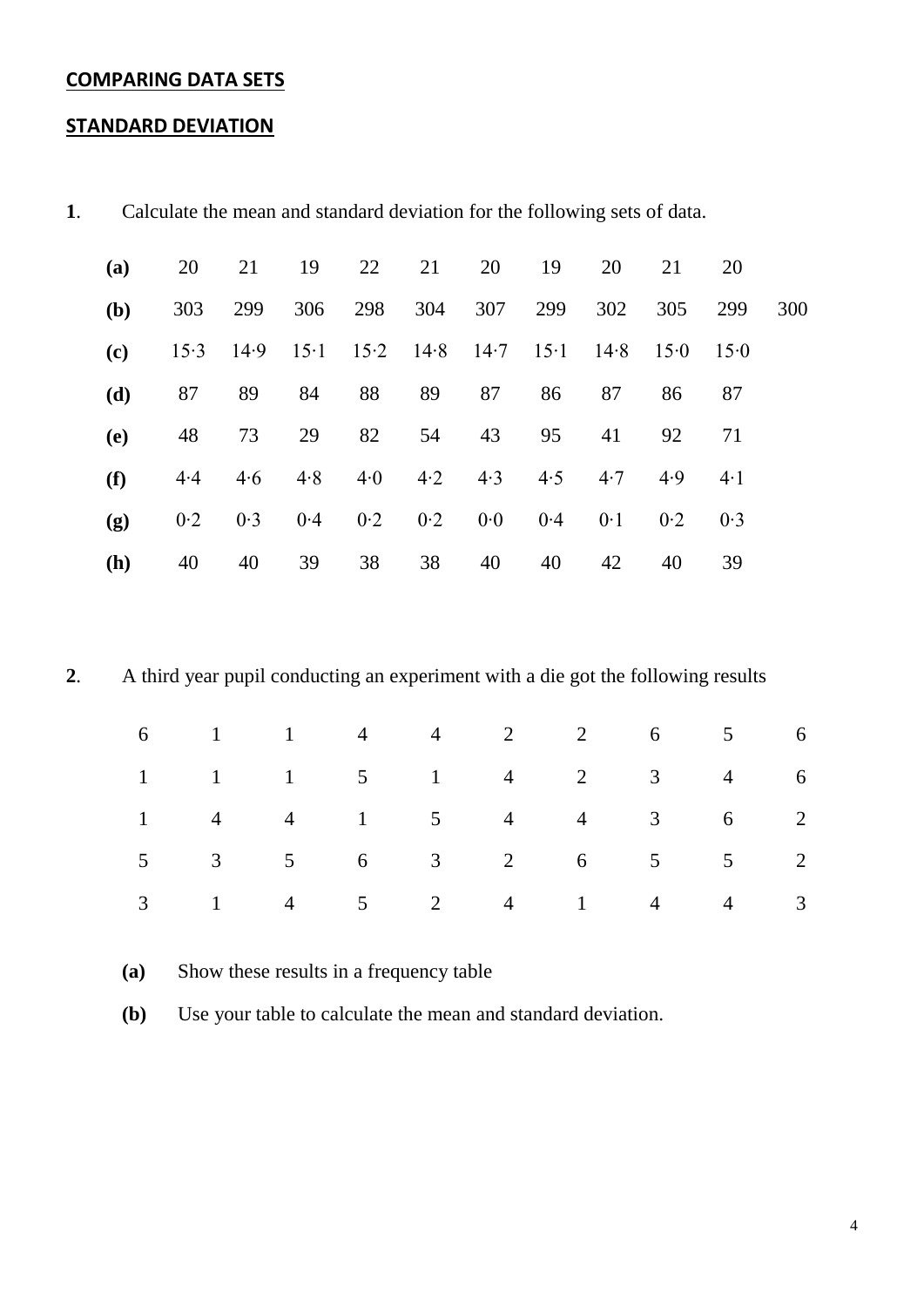**COMPARING DATA SETS**

**STANDARD DEVIATION**

**1**. Calculate the mean and standard deviation for the following sets of data.

| | | | | | | | | | | | |
|---|---|---|---|---|---|---|---|---|---|---|---|
| **(a)** | 20 | 21 | 19 | 22 | 21 | 20 | 19 | 20 | 21 | 20 | |
| **(b)** | 303 | 299 | 306 | 298 | 304 | 307 | 299 | 302 | 305 | 299 | 300 |
| **(c)** | 15·3 | 14·9 | 15·1 | 15·2 | 14·8 | 14·7 | 15·1 | 14·8 | 15·0 | 15·0 | |
| **(d)** | 87 | 89 | 84 | 88 | 89 | 87 | 86 | 87 | 86 | 87 | |
| **(e)** | 48 | 73 | 29 | 82 | 54 | 43 | 95 | 41 | 92 | 71 | |
| **(f)** | 4·4 | 4·6 | 4·8 | 4·0 | 4·2 | 4·3 | 4·5 | 4·7 | 4·9 | 4·1 | |
| **(g)** | 0·2 | 0·3 | 0·4 | 0·2 | 0·2 | 0·0 | 0·4 | 0·1 | 0·2 | 0·3 | |
| **(h)** | 40 | 40 | 39 | 38 | 38 | 40 | 40 | 42 | 40 | 39 | |

**2**. A third year pupil conducting an experiment with a die got the following results

| | | | | | | | | | |
|---|---|---|---|---|---|---|---|---|---|
| 6 | 1 | 1 | 4 | 4 | 2 | 2 | 6 | 5 | 6 |
| 1 | 1 | 1 | 5 | 1 | 4 | 2 | 3 | 4 | 6 |
| 1 | 4 | 4 | 1 | 5 | 4 | 4 | 3 | 6 | 2 |
| 5 | 3 | 5 | 6 | 3 | 2 | 6 | 5 | 5 | 2 |
| 3 | 1 | 4 | 5 | 2 | 4 | 1 | 4 | 4 | 3 |

**(a)** Show these results in a frequency table

**(b)** Use your table to calculate the mean and standard deviation.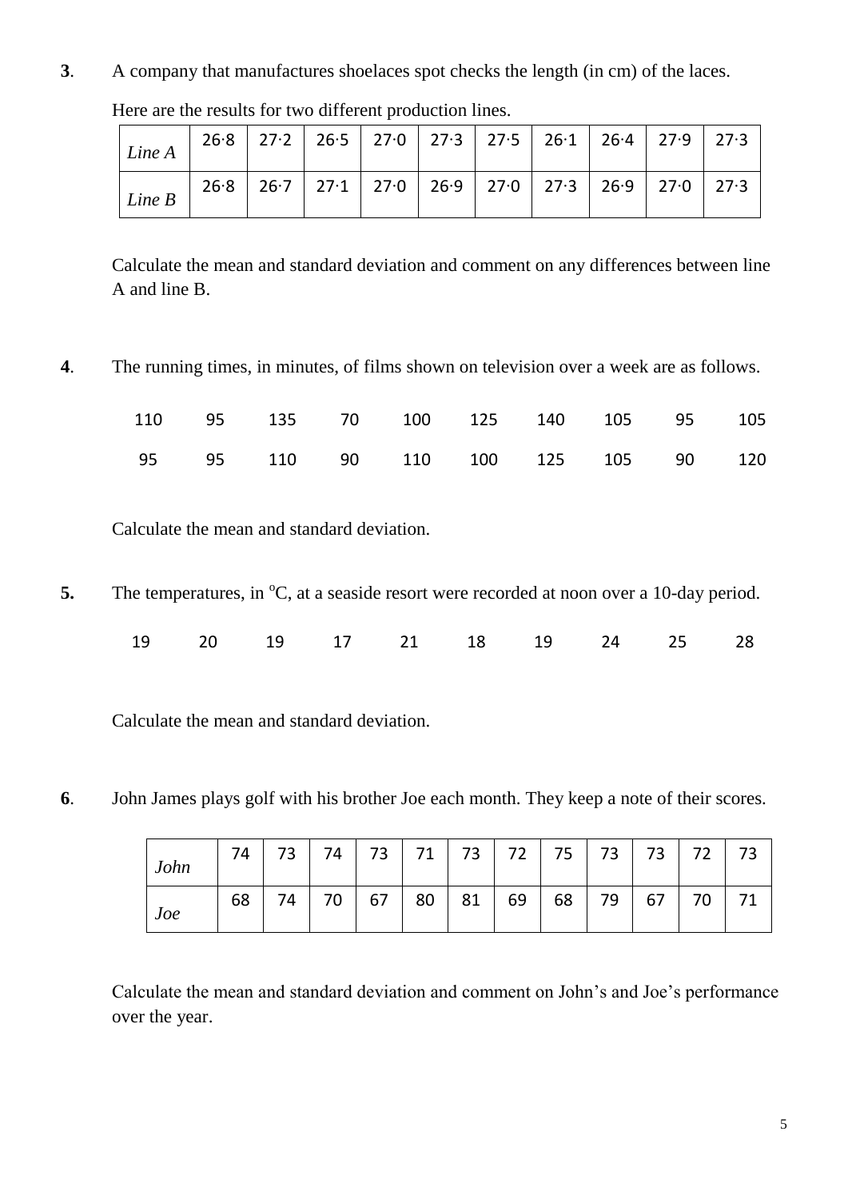**3**. A company that manufactures shoelaces spot checks the length (in cm) of the laces.

Here are the results for two different production lines.

| | | | | | | | | | | |
|---|---|---|---|---|---|---|---|---|---|---|
| *Line A* | 26·8 | 27·2 | 26·5 | 27·0 | 27·3 | 27·5 | 26·1 | 26·4 | 27·9 | 27·3 |
| *Line B* | 26·8 | 26·7 | 27·1 | 27·0 | 26·9 | 27·0 | 27·3 | 26·9 | 27·0 | 27·3 |

Calculate the mean and standard deviation and comment on any differences between line A and line B.

**4**. The running times, in minutes, of films shown on television over a week are as follows.

110  95  135  70  100  125  140  105  95  105

95  95  110  90  110  100  125  105  90  120

Calculate the mean and standard deviation.

**5.** The temperatures, in $^{o}$C, at a seaside resort were recorded at noon over a 10-day period.

19  20  19  17  21  18  19  24  25  28

Calculate the mean and standard deviation.

**6**. John James plays golf with his brother Joe each month. They keep a note of their scores.

| | | | | | | | | | | | | |
|---|---|---|---|---|---|---|---|---|---|---|---|---|
| *John* | 74 | 73 | 74 | 73 | 71 | 73 | 72 | 75 | 73 | 73 | 72 | 73 |
| *Joe* | 68 | 74 | 70 | 67 | 80 | 81 | 69 | 68 | 79 | 67 | 70 | 71 |

Calculate the mean and standard deviation and comment on John's and Joe's performance over the year.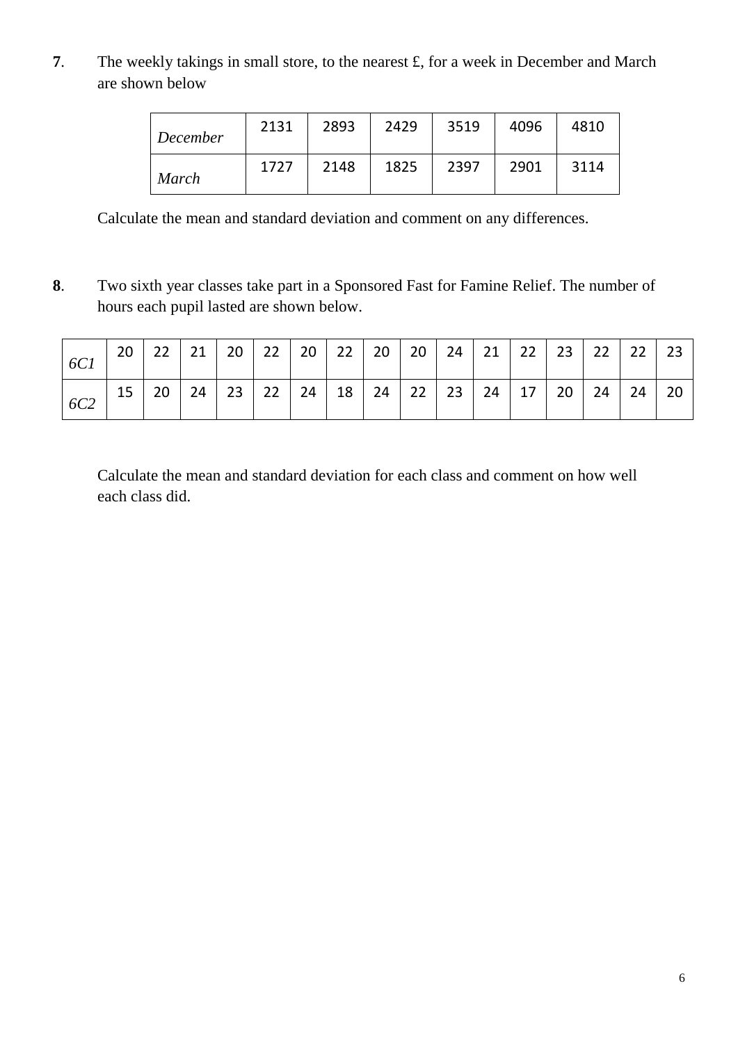**7**. The weekly takings in small store, to the nearest £, for a week in December and March are shown below

| | | | | | | |
|---|---|---|---|---|---|---|
| *December* | 2131 | 2893 | 2429 | 3519 | 4096 | 4810 |
| *March* | 1727 | 2148 | 1825 | 2397 | 2901 | 3114 |

Calculate the mean and standard deviation and comment on any differences.

**8**. Two sixth year classes take part in a Sponsored Fast for Famine Relief. The number of hours each pupil lasted are shown below.

| | | | | | | | | | | | | | | | | |
|---|---|---|---|---|---|---|---|---|---|---|---|---|---|---|---|---|
| *6C1* | 20 | 22 | 21 | 20 | 22 | 20 | 22 | 20 | 20 | 24 | 21 | 22 | 23 | 22 | 22 | 23 |
| *6C2* | 15 | 20 | 24 | 23 | 22 | 24 | 18 | 24 | 22 | 23 | 24 | 17 | 20 | 24 | 24 | 20 |

Calculate the mean and standard deviation for each class and comment on how well each class did.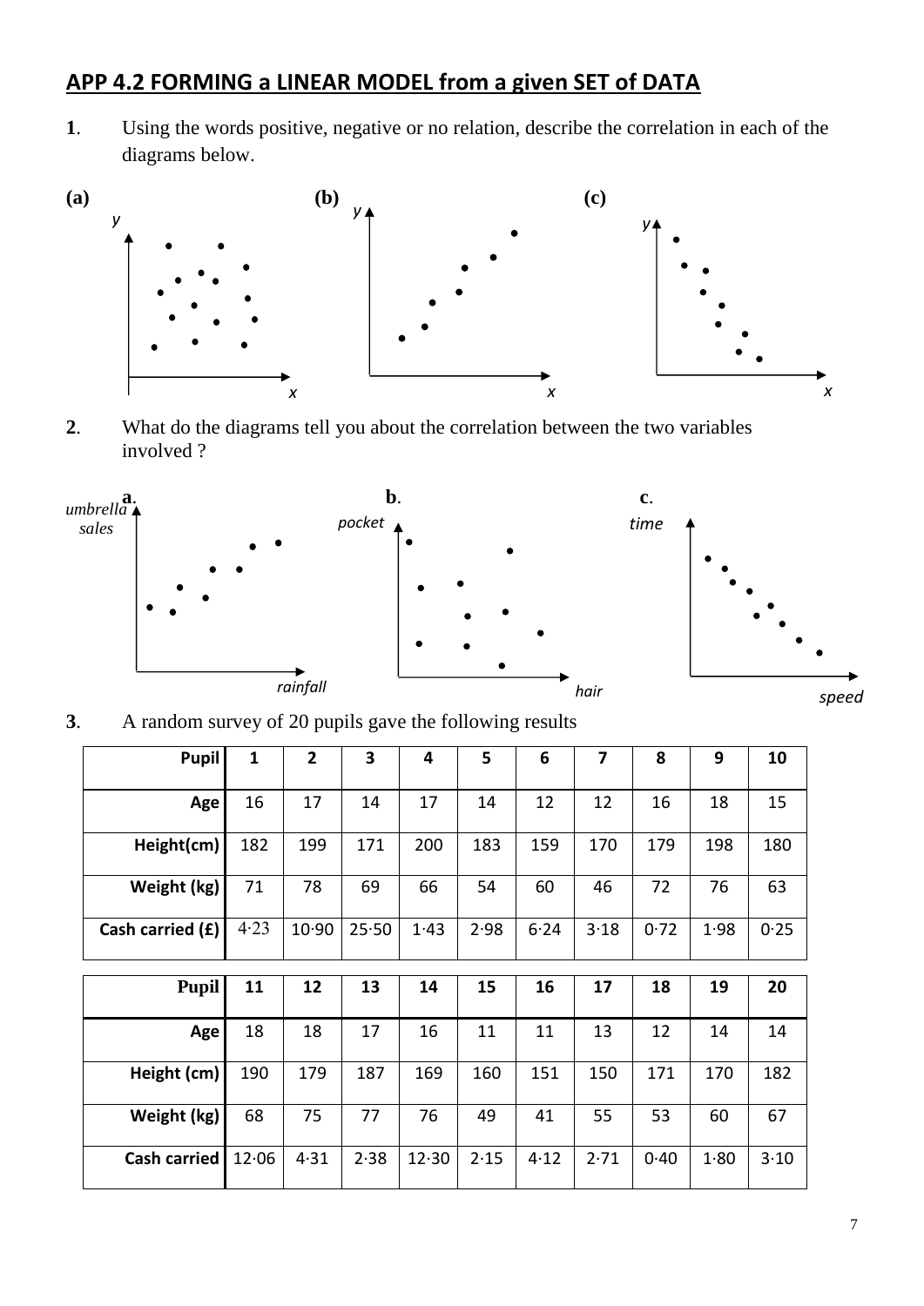## APP 4.2 FORMING a LINEAR MODEL from a given SET of DATA

**1**. Using the words positive, negative or no relation, describe the correlation in each of the diagrams below.

**(a)** **(b)** **(c)**

**2**. What do the diagrams tell you about the correlation between the two variables involved ?

**a**. **b**. **c**.

**3**. A random survey of 20 pupils gave the following results

| Pupil | 1 | 2 | 3 | 4 | 5 | 6 | 7 | 8 | 9 | 10 |
|---|---|---|---|---|---|---|---|---|---|---|
| Age | 16 | 17 | 14 | 17 | 14 | 12 | 12 | 16 | 18 | 15 |
| Height(cm) | 182 | 199 | 171 | 200 | 183 | 159 | 170 | 179 | 198 | 180 |
| Weight (kg) | 71 | 78 | 69 | 66 | 54 | 60 | 46 | 72 | 76 | 63 |
| Cash carried (£) | 4·23 | 10·90 | 25·50 | 1·43 | 2·98 | 6·24 | 3·18 | 0·72 | 1·98 | 0·25 |

| Pupil | 11 | 12 | 13 | 14 | 15 | 16 | 17 | 18 | 19 | 20 |
|---|---|---|---|---|---|---|---|---|---|---|
| Age | 18 | 18 | 17 | 16 | 11 | 11 | 13 | 12 | 14 | 14 |
| Height (cm) | 190 | 179 | 187 | 169 | 160 | 151 | 150 | 171 | 170 | 182 |
| Weight (kg) | 68 | 75 | 77 | 76 | 49 | 41 | 55 | 53 | 60 | 67 |
| Cash carried | 12·06 | 4·31 | 2·38 | 12·30 | 2·15 | 4·12 | 2·71 | 0·40 | 1·80 | 3·10 |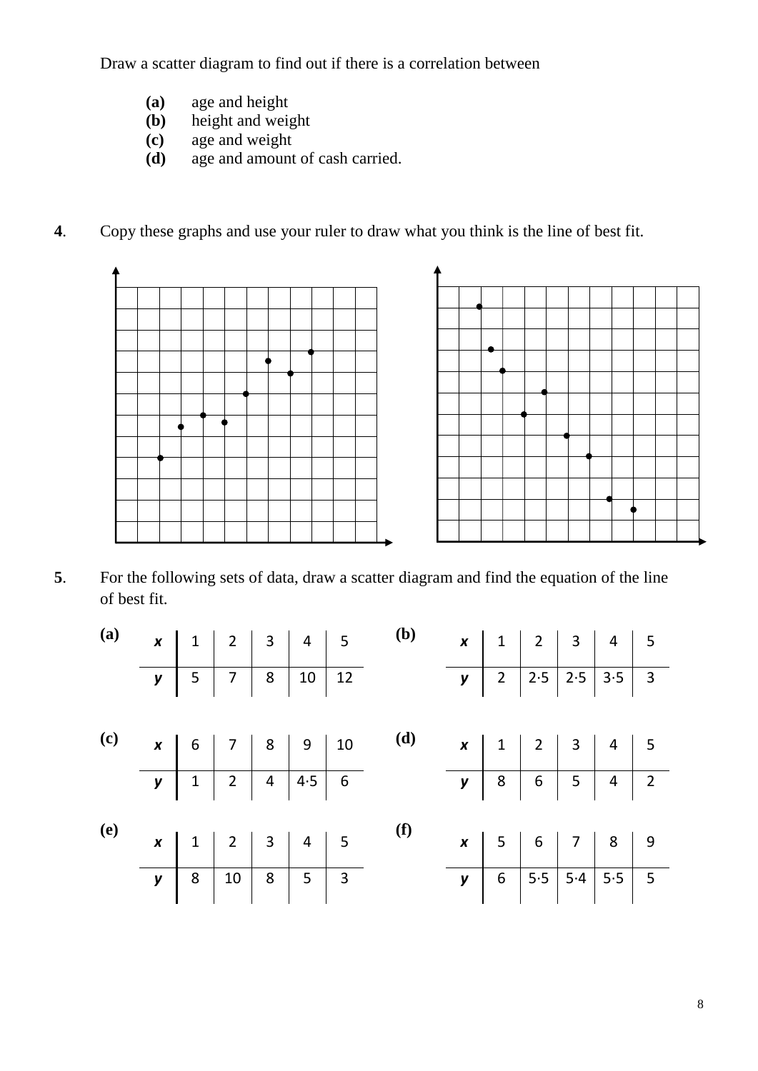Draw a scatter diagram to find out if there is a correlation between

- **(a)** age and height
- **(b)** height and weight
- **(c)** age and weight
- **(d)** age and amount of cash carried.

**4**. Copy these graphs and use your ruler to draw what you think is the line of best fit.

**5**. For the following sets of data, draw a scatter diagram and find the equation of the line of best fit.

**(a)**

| ***x*** | 1 | 2 | 3 | 4 | 5 |
|---|---|---|---|---|---|
| ***y*** | 5 | 7 | 8 | 10 | 12 |

**(b)**

| ***x*** | 1 | 2 | 3 | 4 | 5 |
|---|---|---|---|---|---|
| ***y*** | 2 | 2·5 | 2·5 | 3·5 | 3 |

**(c)**

| ***x*** | 6 | 7 | 8 | 9 | 10 |
|---|---|---|---|---|---|
| ***y*** | 1 | 2 | 4 | 4·5 | 6 |

**(d)**

| ***x*** | 1 | 2 | 3 | 4 | 5 |
|---|---|---|---|---|---|
| ***y*** | 8 | 6 | 5 | 4 | 2 |

**(e)**

| ***x*** | 1 | 2 | 3 | 4 | 5 |
|---|---|---|---|---|---|
| ***y*** | 8 | 10 | 8 | 5 | 3 |

**(f)**

| ***x*** | 5 | 6 | 7 | 8 | 9 |
|---|---|---|---|---|---|
| ***y*** | 6 | 5·5 | 5·4 | 5·5 | 5 |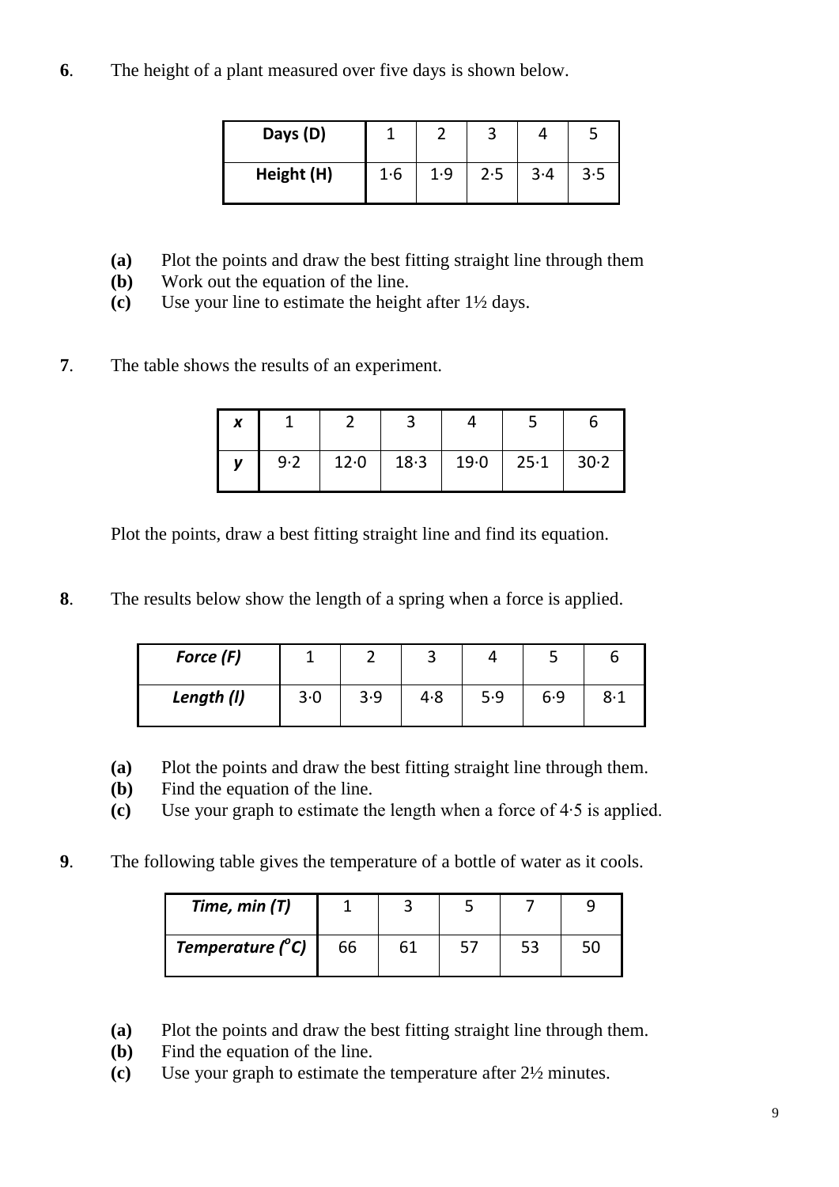**6**. The height of a plant measured over five days is shown below.

| **Days (D)** | 1 | 2 | 3 | 4 | 5 |
|---|---|---|---|---|---|
| **Height (H)** | 1·6 | 1·9 | 2·5 | 3·4 | 3·5 |

**(a)** Plot the points and draw the best fitting straight line through them
**(b)** Work out the equation of the line.
**(c)** Use your line to estimate the height after 1½ days.

**7**. The table shows the results of an experiment.

| ***x*** | 1 | 2 | 3 | 4 | 5 | 6 |
|---|---|---|---|---|---|---|
| ***y*** | 9·2 | 12·0 | 18·3 | 19·0 | 25·1 | 30·2 |

Plot the points, draw a best fitting straight line and find its equation.

**8**. The results below show the length of a spring when a force is applied.

| ***Force (F)*** | 1 | 2 | 3 | 4 | 5 | 6 |
|---|---|---|---|---|---|---|
| ***Length (l)*** | 3·0 | 3·9 | 4·8 | 5·9 | 6·9 | 8·1 |

**(a)** Plot the points and draw the best fitting straight line through them.
**(b)** Find the equation of the line.
**(c)** Use your graph to estimate the length when a force of 4·5 is applied.

**9**. The following table gives the temperature of a bottle of water as it cools.

| ***Time, min (T)*** | 1 | 3 | 5 | 7 | 9 |
|---|---|---|---|---|---|
| ***Temperature ($^o$C)*** | 66 | 61 | 57 | 53 | 50 |

**(a)** Plot the points and draw the best fitting straight line through them.
**(b)** Find the equation of the line.
**(c)** Use your graph to estimate the temperature after 2½ minutes.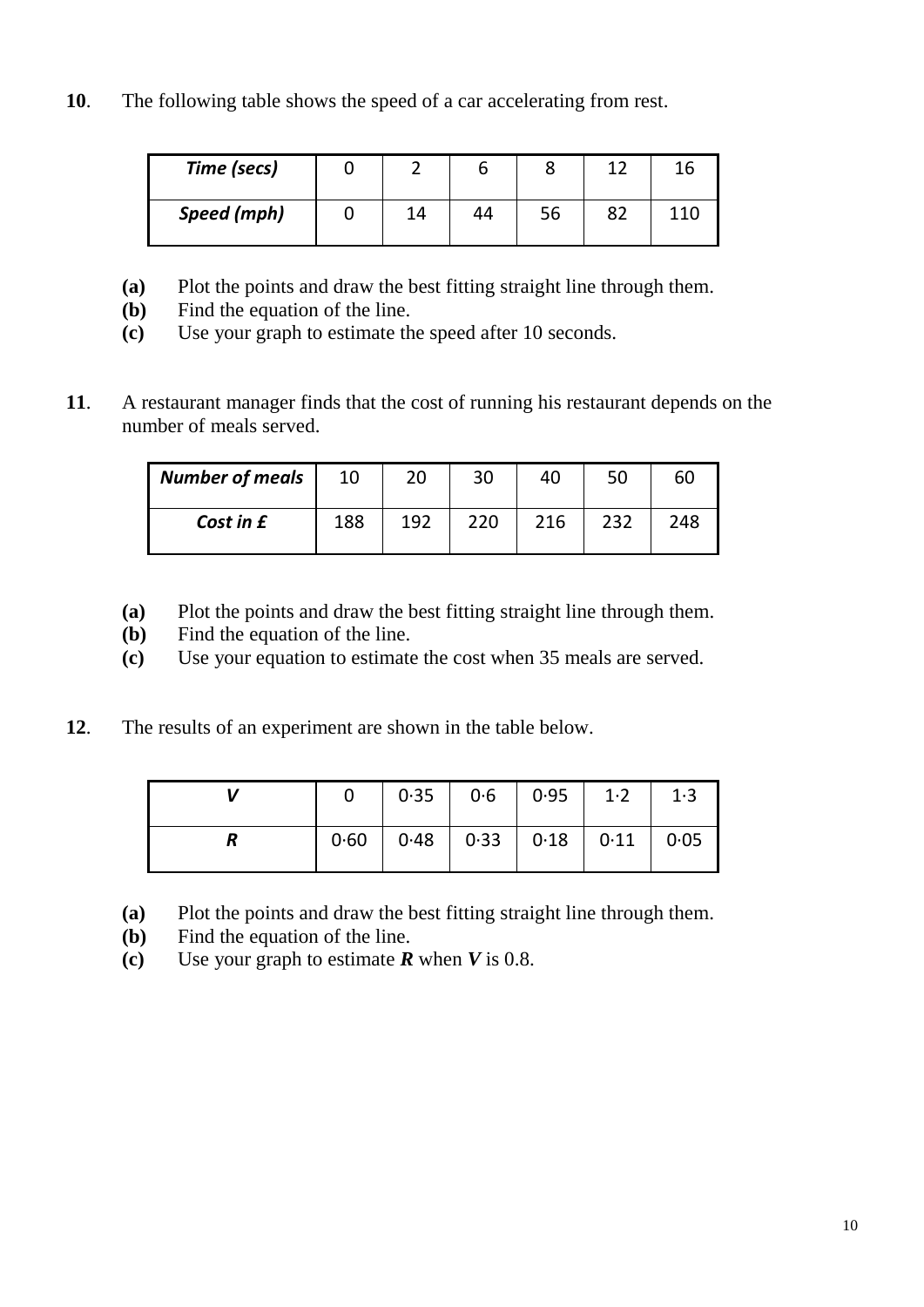**10**. The following table shows the speed of a car accelerating from rest.

| ***Time (secs)*** | 0 | 2 | 6 | 8 | 12 | 16 |
|---|---|---|---|---|---|---|
| ***Speed (mph)*** | 0 | 14 | 44 | 56 | 82 | 110 |

**(a)** Plot the points and draw the best fitting straight line through them.
**(b)** Find the equation of the line.
**(c)** Use your graph to estimate the speed after 10 seconds.

**11**. A restaurant manager finds that the cost of running his restaurant depends on the number of meals served.

| ***Number of meals*** | 10 | 20 | 30 | 40 | 50 | 60 |
|---|---|---|---|---|---|---|
| ***Cost in £*** | 188 | 192 | 220 | 216 | 232 | 248 |

**(a)** Plot the points and draw the best fitting straight line through them.
**(b)** Find the equation of the line.
**(c)** Use your equation to estimate the cost when 35 meals are served.

**12**. The results of an experiment are shown in the table below.

| ***V*** | 0 | 0·35 | 0·6 | 0·95 | 1·2 | 1·3 |
|---|---|---|---|---|---|---|
| ***R*** | 0·60 | 0·48 | 0·33 | 0·18 | 0·11 | 0·05 |

**(a)** Plot the points and draw the best fitting straight line through them.
**(b)** Find the equation of the line.
**(c)** Use your graph to estimate ***R*** when ***V*** is 0.8.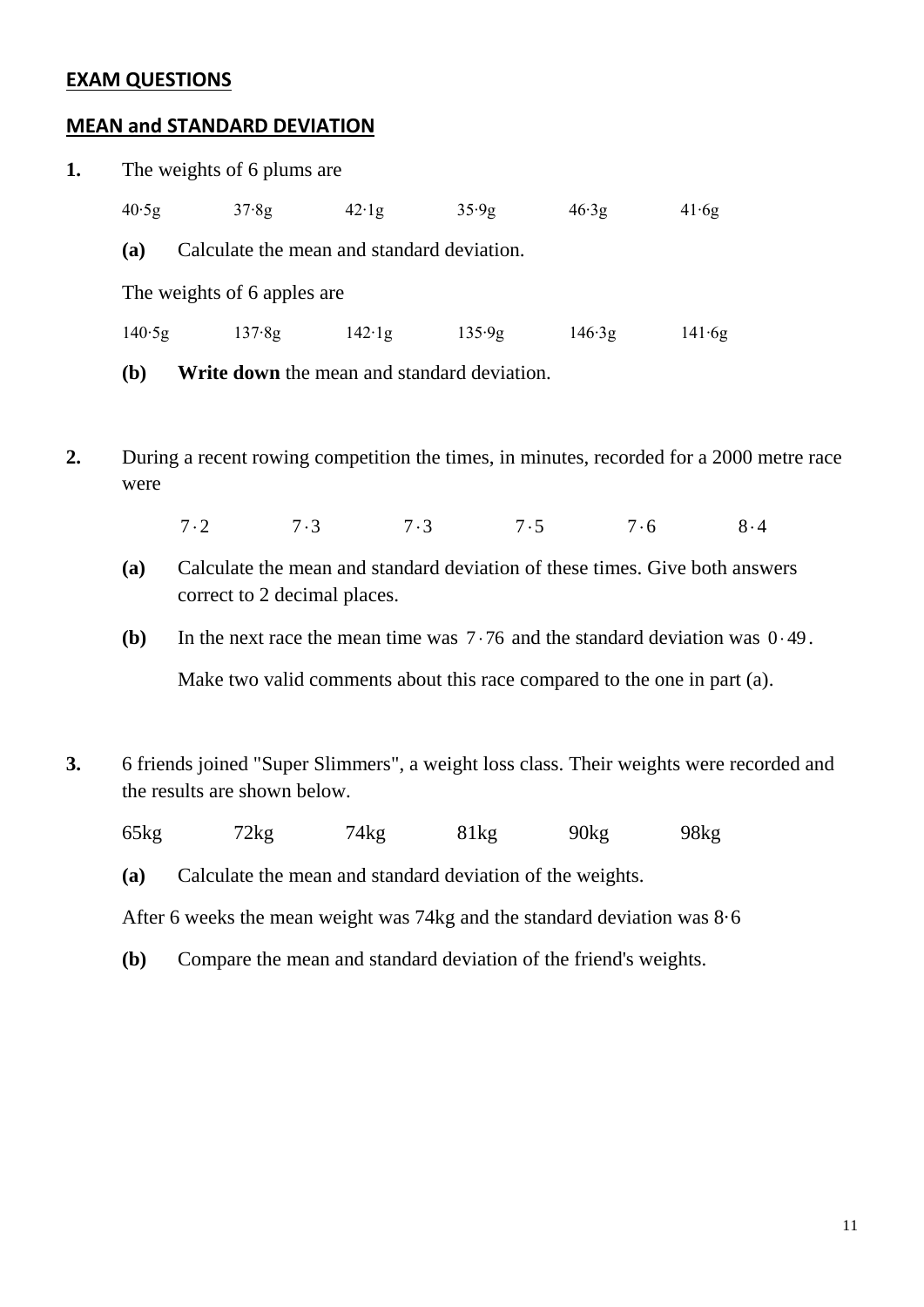## EXAM QUESTIONS

## MEAN and STANDARD DEVIATION

**1.** The weights of 6 plums are

40·5g 37·8g 42·1g 35·9g 46·3g 41·6g

**(a)** Calculate the mean and standard deviation.

The weights of 6 apples are

140·5g 137·8g 142·1g 135·9g 146·3g 141·6g

**(b)** **Write down** the mean and standard deviation.

**2.** During a recent rowing competition the times, in minutes, recorded for a 2000 metre race were

7·2 7·3 7·3 7·5 7·6 8·4

**(a)** Calculate the mean and standard deviation of these times. Give both answers correct to 2 decimal places.

**(b)** In the next race the mean time was 7·76 and the standard deviation was 0·49.

Make two valid comments about this race compared to the one in part (a).

**3.** 6 friends joined "Super Slimmers", a weight loss class. Their weights were recorded and the results are shown below.

65kg 72kg 74kg 81kg 90kg 98kg

**(a)** Calculate the mean and standard deviation of the weights.

After 6 weeks the mean weight was 74kg and the standard deviation was 8·6

**(b)** Compare the mean and standard deviation of the friend's weights.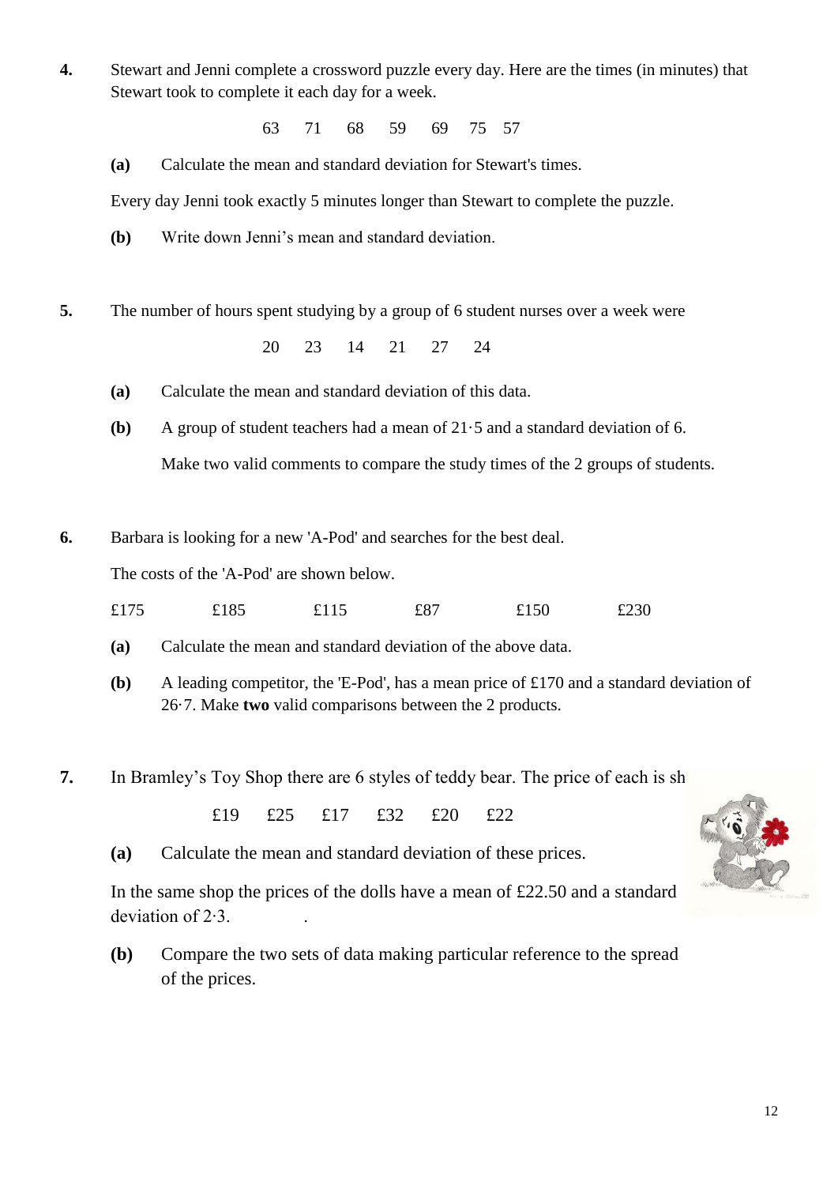**4.** Stewart and Jenni complete a crossword puzzle every day. Here are the times (in minutes) that Stewart took to complete it each day for a week.

63 71 68 59 69 75 57

**(a)** Calculate the mean and standard deviation for Stewart's times.

Every day Jenni took exactly 5 minutes longer than Stewart to complete the puzzle.

**(b)** Write down Jenni's mean and standard deviation.

**5.** The number of hours spent studying by a group of 6 student nurses over a week were

20 23 14 21 27 24

**(a)** Calculate the mean and standard deviation of this data.

**(b)** A group of student teachers had a mean of 21·5 and a standard deviation of 6.

Make two valid comments to compare the study times of the 2 groups of students.

**6.** Barbara is looking for a new 'A-Pod' and searches for the best deal.

The costs of the 'A-Pod' are shown below.

£175 £185 £115 £87 £150 £230

**(a)** Calculate the mean and standard deviation of the above data.

**(b)** A leading competitor, the 'E-Pod', has a mean price of £170 and a standard deviation of 26·7. Make **two** valid comparisons between the 2 products.

**7.** In Bramley's Toy Shop there are 6 styles of teddy bear. The price of each is sh

£19 £25 £17 £32 £20 £22

**(a)** Calculate the mean and standard deviation of these prices.

In the same shop the prices of the dolls have a mean of £22.50 and a standard deviation of 2·3.

**(b)** Compare the two sets of data making particular reference to the spread of the prices.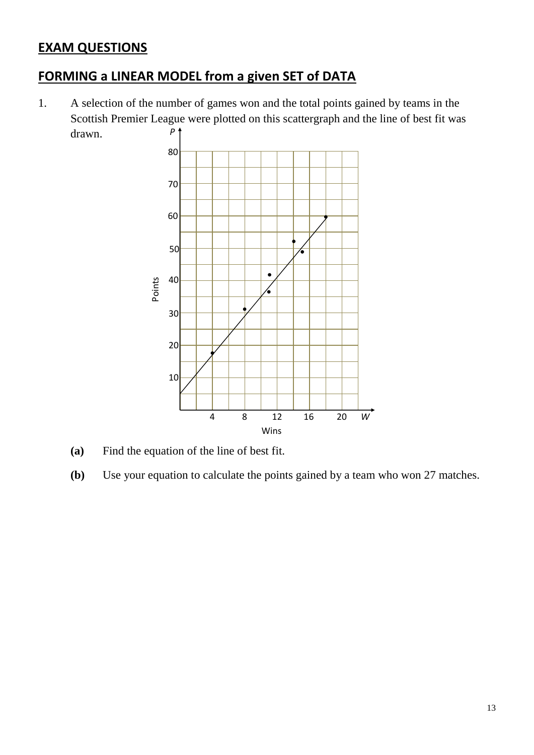## EXAM QUESTIONS

## FORMING a LINEAR MODEL from a given SET of DATA

1. A selection of the number of games won and the total points gained by teams in the Scottish Premier League were plotted on this scattergraph and the line of best fit was drawn.

   **(a)** Find the equation of the line of best fit.

   **(b)** Use your equation to calculate the points gained by a team who won 27 matches.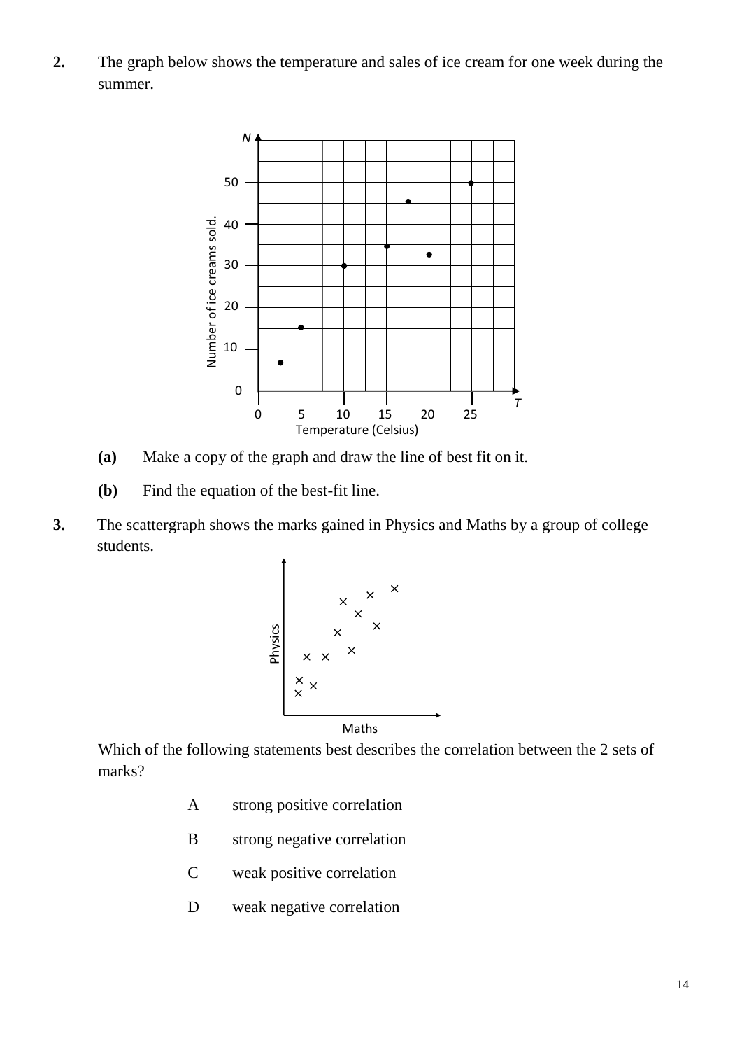**2.** The graph below shows the temperature and sales of ice cream for one week during the summer.

**(a)** Make a copy of the graph and draw the line of best fit on it.

**(b)** Find the equation of the best-fit line.

**3.** The scattergraph shows the marks gained in Physics and Maths by a group of college students.

Which of the following statements best describes the correlation between the 2 sets of marks?

A strong positive correlation

B strong negative correlation

C weak positive correlation

D weak negative correlation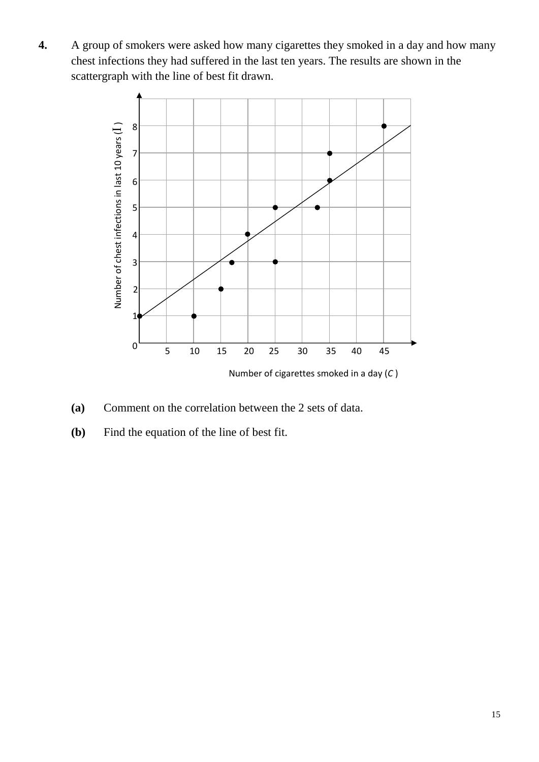**4.** A group of smokers were asked how many cigarettes they smoked in a day and how many chest infections they had suffered in the last ten years. The results are shown in the scattergraph with the line of best fit drawn.

Number of chest infections in last 10 years ($I$)

Number of cigarettes smoked in a day ($C$)

**(a)** Comment on the correlation between the 2 sets of data.

**(b)** Find the equation of the line of best fit.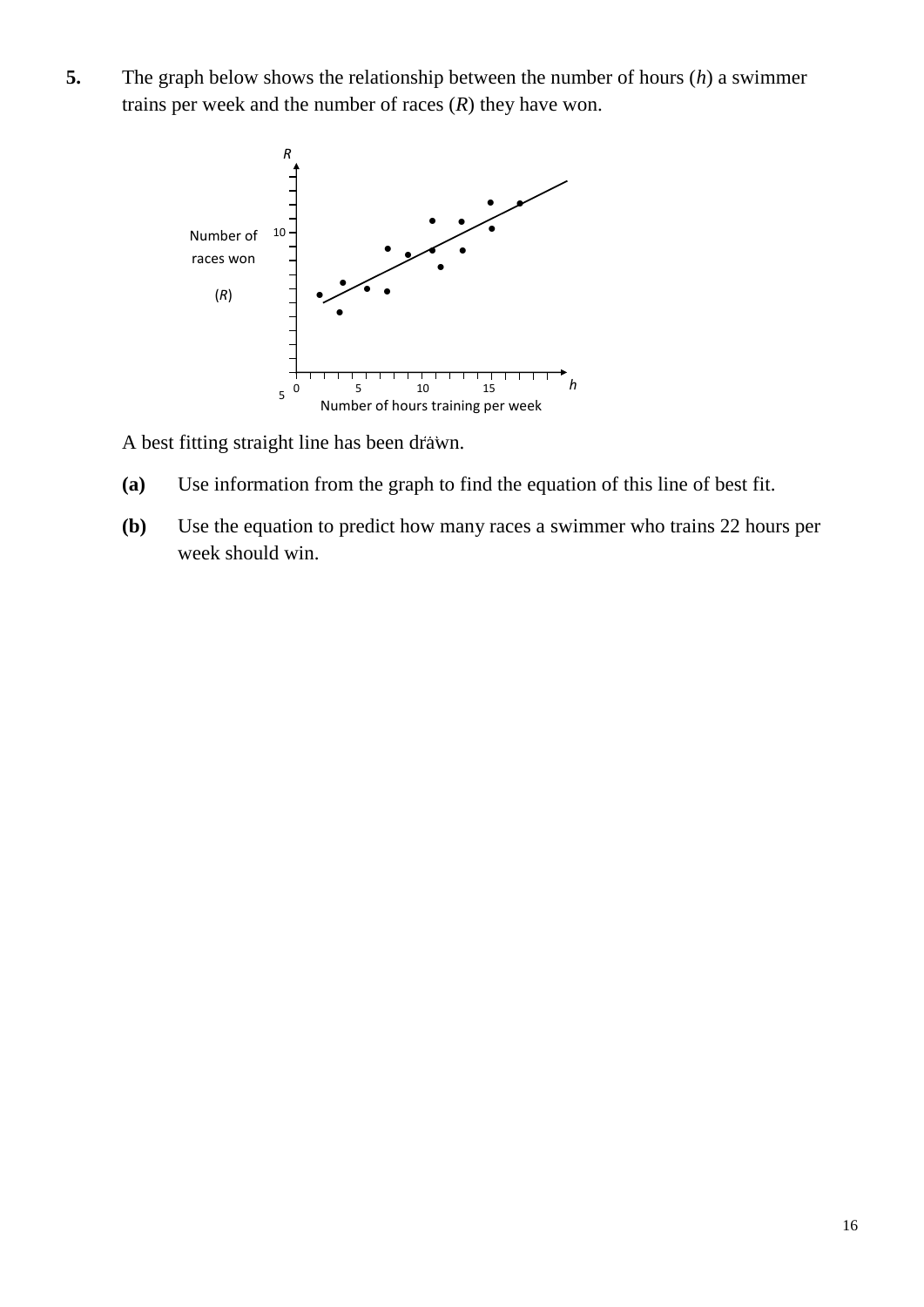**5.** The graph below shows the relationship between the number of hours ($h$) a swimmer trains per week and the number of races ($R$) they have won.

A best fitting straight line has been drawn.

**(a)** Use information from the graph to find the equation of this line of best fit.

**(b)** Use the equation to predict how many races a swimmer who trains 22 hours per week should win.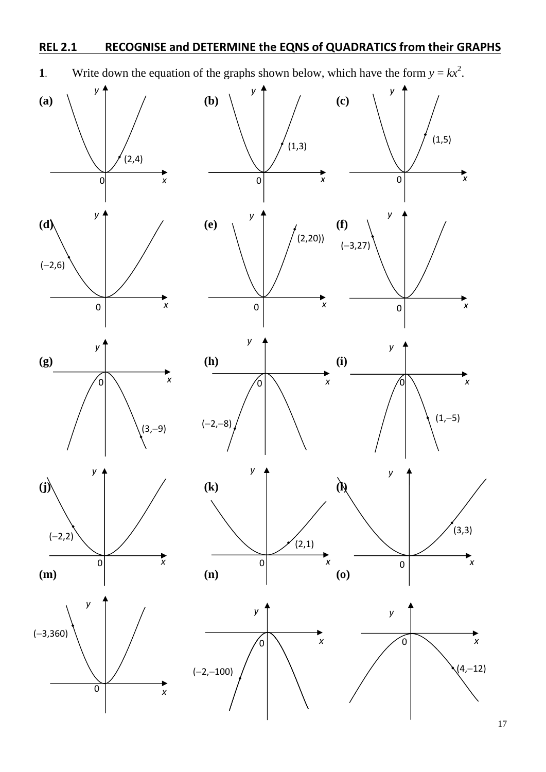## REL 2.1 RECOGNISE and DETERMINE the EQNS of QUADRATICS from their GRAPHS

**1**. Write down the equation of the graphs shown below, which have the form $y = kx^2$.

**(a)** Graph through $(2,4)$

**(b)** Graph through $(1,3)$

**(c)** Graph through $(1,5)$

**(d)** Graph through $(-2,6)$

**(e)** Graph through $(2,20)$

**(f)** Graph through $(-3,27)$

**(g)** Graph through $(3,-9)$

**(h)** Graph through $(-2,-8)$

**(i)** Graph through $(1,-5)$

**(j)** Graph through $(-2,2)$

**(k)** Graph through $(2,1)$

**(l)** Graph through $(3,3)$

**(m)** Graph through $(-3,360)$

**(n)** Graph through $(-2,-100)$

**(o)** Graph through $(4,-12)$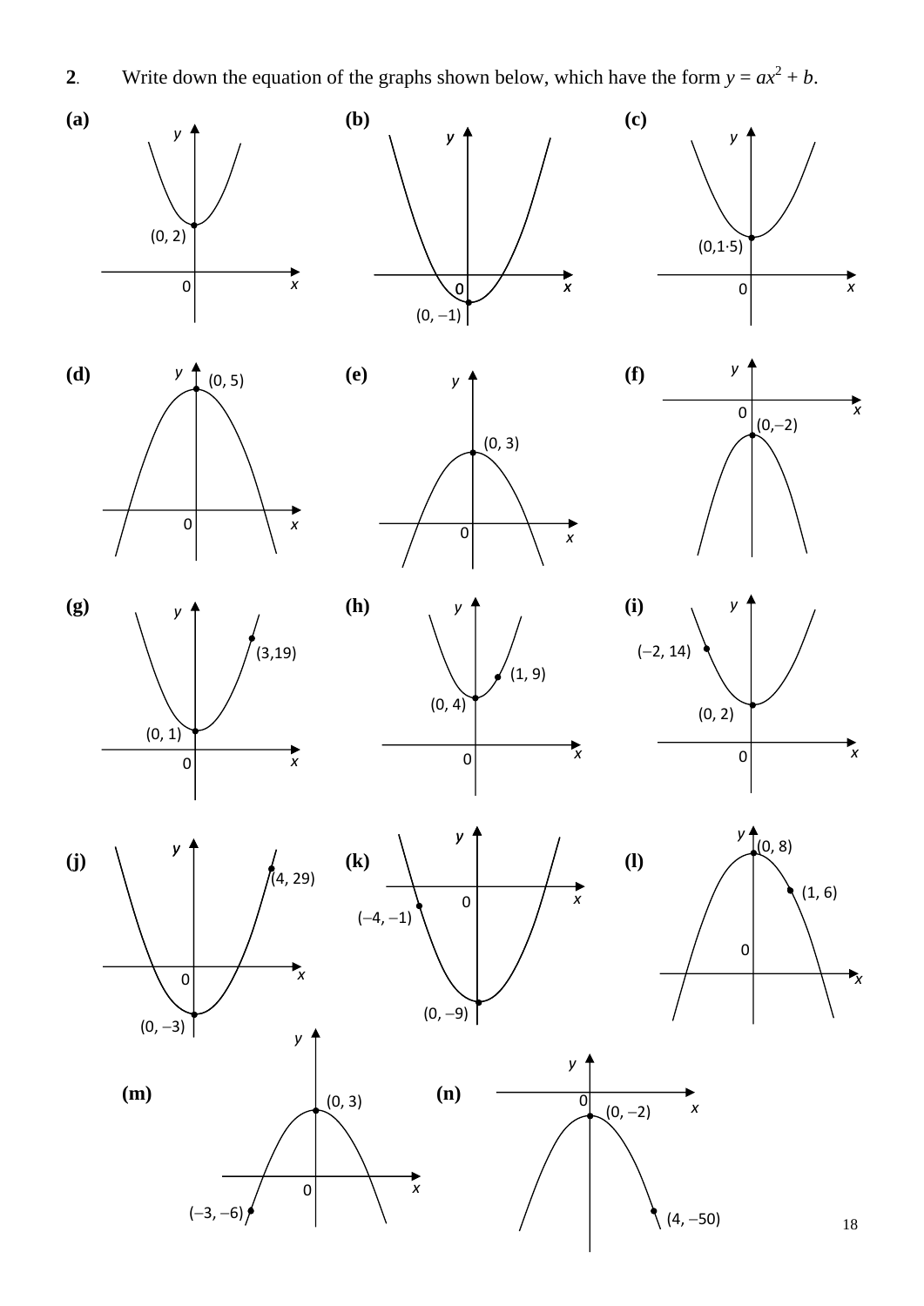**2**. Write down the equation of the graphs shown below, which have the form $y = ax^2 + b$.

**(a)** $(0, 2)$

**(b)** $(0, -1)$

**(c)** $(0, 1{\cdot}5)$

**(d)** $(0, 5)$

**(e)** $(0, 3)$

**(f)** $(0, -2)$

**(g)** $(0, 1)$, $(3, 19)$

**(h)** $(0, 4)$, $(1, 9)$

**(i)** $(0, 2)$, $(-2, 14)$

**(j)** $(0, -3)$, $(4, 29)$

**(k)** $(0, -9)$, $(-4, -1)$

**(l)** $(0, 8)$, $(1, 6)$

**(m)** $(0, 3)$, $(-3, -6)$

**(n)** $(0, -2)$, $(4, -50)$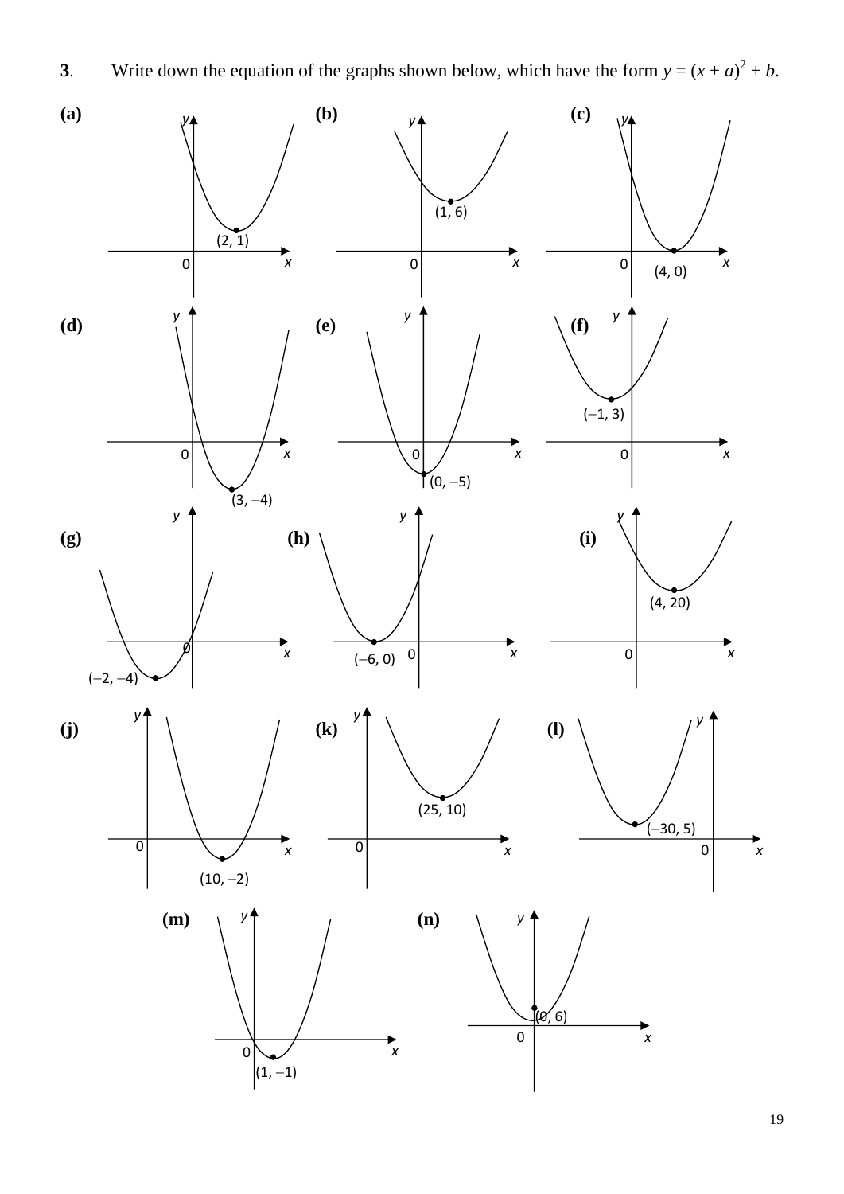**3**. Write down the equation of the graphs shown below, which have the form $y = (x + a)^2 + b$.

**(a)** (2, 1)

**(b)** (1, 6)

**(c)** (4, 0)

**(d)** (3, −4)

**(e)** (0, −5)

**(f)** (−1, 3)

**(g)** (−2, −4)

**(h)** (−6, 0)

**(i)** (4, 20)

**(j)** (10, −2)

**(k)** (25, 10)

**(l)** (−30, 5)

**(m)** (1, −1)

**(n)** (0, 6)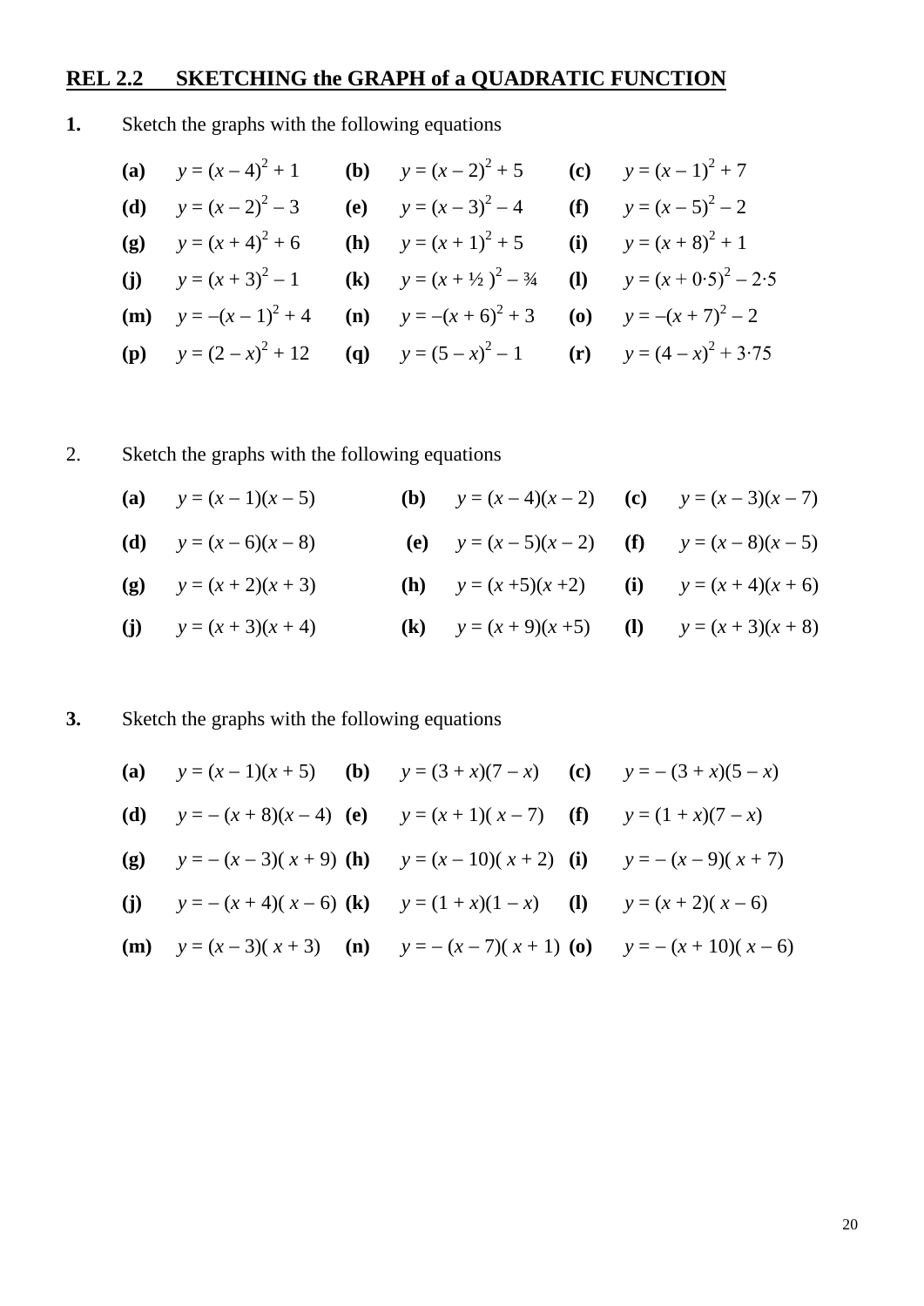## REL 2.2 SKETCHING the GRAPH of a QUADRATIC FUNCTION

**1.** Sketch the graphs with the following equations

**(a)** $y = (x - 4)^2 + 1$ **(b)** $y = (x - 2)^2 + 5$ **(c)** $y = (x - 1)^2 + 7$

**(d)** $y = (x - 2)^2 - 3$ **(e)** $y = (x - 3)^2 - 4$ **(f)** $y = (x - 5)^2 - 2$

**(g)** $y = (x + 4)^2 + 6$ **(h)** $y = (x + 1)^2 + 5$ **(i)** $y = (x + 8)^2 + 1$

**(j)** $y = (x + 3)^2 - 1$ **(k)** $y = (x + \frac{1}{2})^2 - \frac{3}{4}$ **(l)** $y = (x + 0{\cdot}5)^2 - 2{\cdot}5$

**(m)** $y = -(x - 1)^2 + 4$ **(n)** $y = -(x + 6)^2 + 3$ **(o)** $y = -(x + 7)^2 - 2$

**(p)** $y = (2 - x)^2 + 12$ **(q)** $y = (5 - x)^2 - 1$ **(r)** $y = (4 - x)^2 + 3{\cdot}75$

2. Sketch the graphs with the following equations

**(a)** $y = (x - 1)(x - 5)$ **(b)** $y = (x - 4)(x - 2)$ **(c)** $y = (x - 3)(x - 7)$

**(d)** $y = (x - 6)(x - 8)$ **(e)** $y = (x - 5)(x - 2)$ **(f)** $y = (x - 8)(x - 5)$

**(g)** $y = (x + 2)(x + 3)$ **(h)** $y = (x + 5)(x + 2)$ **(i)** $y = (x + 4)(x + 6)$

**(j)** $y = (x + 3)(x + 4)$ **(k)** $y = (x + 9)(x + 5)$ **(l)** $y = (x + 3)(x + 8)$

**3.** Sketch the graphs with the following equations

**(a)** $y = (x - 1)(x + 5)$ **(b)** $y = (3 + x)(7 - x)$ **(c)** $y = -(3 + x)(5 - x)$

**(d)** $y = -(x + 8)(x - 4)$ **(e)** $y = (x + 1)(x - 7)$ **(f)** $y = (1 + x)(7 - x)$

**(g)** $y = -(x - 3)(x + 9)$ **(h)** $y = (x - 10)(x + 2)$ **(i)** $y = -(x - 9)(x + 7)$

**(j)** $y = -(x + 4)(x - 6)$ **(k)** $y = (1 + x)(1 - x)$ **(l)** $y = (x + 2)(x - 6)$

**(m)** $y = (x - 3)(x + 3)$ **(n)** $y = -(x - 7)(x + 1)$ **(o)** $y = -(x + 10)(x - 6)$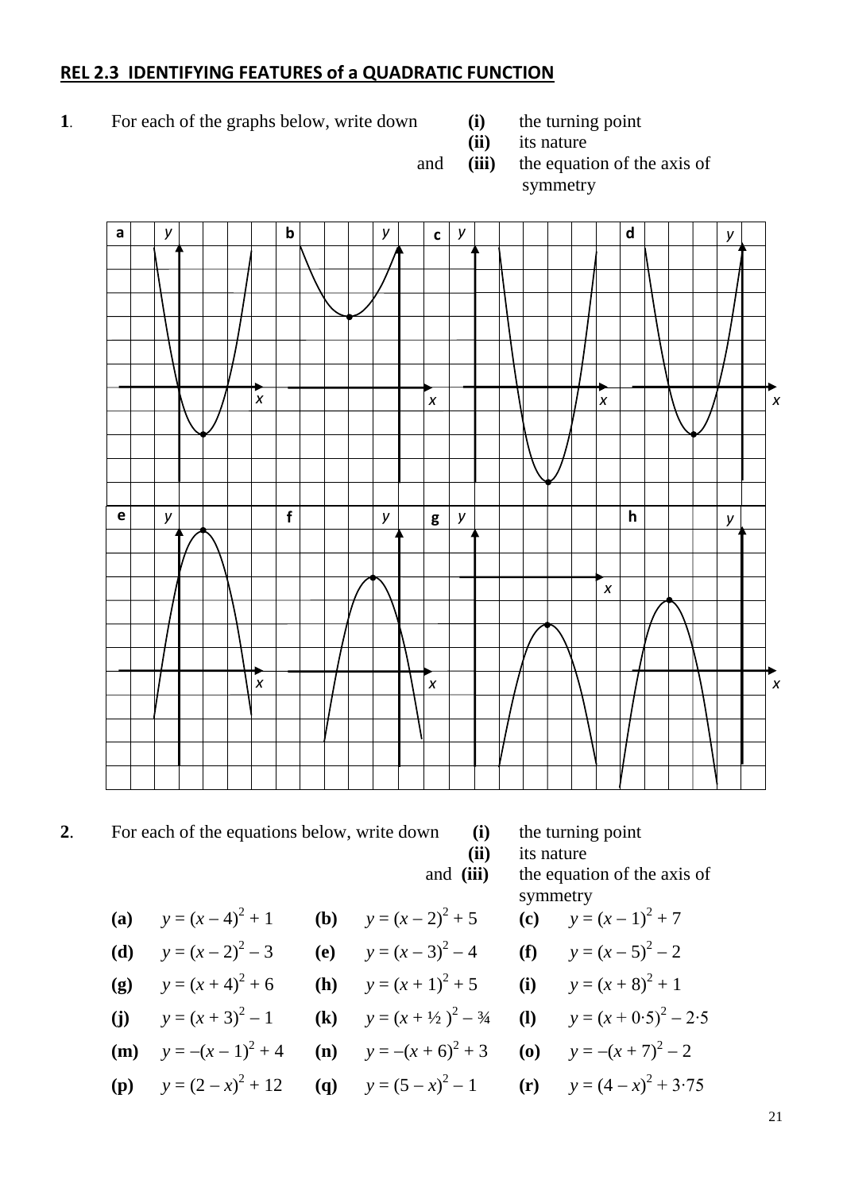## REL 2.3 IDENTIFYING FEATURES of a QUADRATIC FUNCTION

**1**. For each of the graphs below, write down **(i)** the turning point
**(ii)** its nature
and **(iii)** the equation of the axis of symmetry

**2**. For each of the equations below, write down **(i)** the turning point
**(ii)** its nature
and **(iii)** the equation of the axis of symmetry

| | | | | | |
|---|---|---|---|---|---|
| **(a)** | $y = (x - 4)^2 + 1$ | **(b)** | $y = (x - 2)^2 + 5$ | **(c)** | $y = (x - 1)^2 + 7$ |
| **(d)** | $y = (x - 2)^2 - 3$ | **(e)** | $y = (x - 3)^2 - 4$ | **(f)** | $y = (x - 5)^2 - 2$ |
| **(g)** | $y = (x + 4)^2 + 6$ | **(h)** | $y = (x + 1)^2 + 5$ | **(i)** | $y = (x + 8)^2 + 1$ |
| **(j)** | $y = (x + 3)^2 - 1$ | **(k)** | $y = (x + \frac{1}{2})^2 - \frac{3}{4}$ | **(l)** | $y = (x + 0{\cdot}5)^2 - 2{\cdot}5$ |
| **(m)** | $y = -(x - 1)^2 + 4$ | **(n)** | $y = -(x + 6)^2 + 3$ | **(o)** | $y = -(x + 7)^2 - 2$ |
| **(p)** | $y = (2 - x)^2 + 12$ | **(q)** | $y = (5 - x)^2 - 1$ | **(r)** | $y = (4 - x)^2 + 3{\cdot}75$ |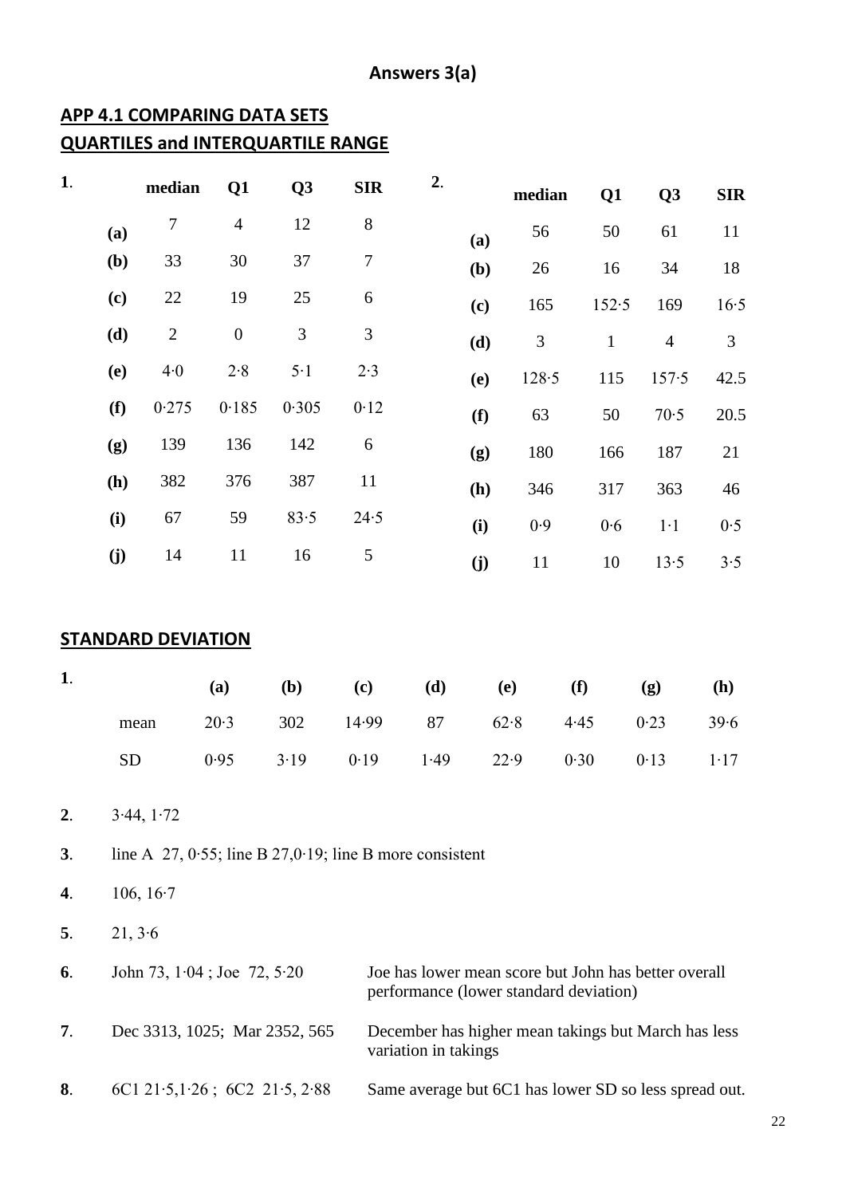## Answers 3(a)

## APP 4.1 COMPARING DATA SETS

## QUARTILES and INTERQUARTILE RANGE

**1.**

| | median | Q1 | Q3 | SIR |
|---|---|---|---|---|
| **(a)** | 7 | 4 | 12 | 8 |
| **(b)** | 33 | 30 | 37 | 7 |
| **(c)** | 22 | 19 | 25 | 6 |
| **(d)** | 2 | 0 | 3 | 3 |
| **(e)** | 4·0 | 2·8 | 5·1 | 2·3 |
| **(f)** | 0·275 | 0·185 | 0·305 | 0·12 |
| **(g)** | 139 | 136 | 142 | 6 |
| **(h)** | 382 | 376 | 387 | 11 |
| **(i)** | 67 | 59 | 83·5 | 24·5 |
| **(j)** | 14 | 11 | 16 | 5 |

**2.**

| | median | Q1 | Q3 | SIR |
|---|---|---|---|---|
| **(a)** | 56 | 50 | 61 | 11 |
| **(b)** | 26 | 16 | 34 | 18 |
| **(c)** | 165 | 152·5 | 169 | 16·5 |
| **(d)** | 3 | 1 | 4 | 3 |
| **(e)** | 128·5 | 115 | 157·5 | 42.5 |
| **(f)** | 63 | 50 | 70·5 | 20.5 |
| **(g)** | 180 | 166 | 187 | 21 |
| **(h)** | 346 | 317 | 363 | 46 |
| **(i)** | 0·9 | 0·6 | 1·1 | 0·5 |
| **(j)** | 11 | 10 | 13·5 | 3·5 |

## STANDARD DEVIATION

**1.**

| | (a) | (b) | (c) | (d) | (e) | (f) | (g) | (h) |
|---|---|---|---|---|---|---|---|---|
| mean | 20·3 | 302 | 14·99 | 87 | 62·8 | 4·45 | 0·23 | 39·6 |
| SD | 0·95 | 3·19 | 0·19 | 1·49 | 22·9 | 0·30 | 0·13 | 1·17 |

**2.** 3·44, 1·72

**3.** line A 27, 0·55; line B 27,0·19; line B more consistent

**4.** 106, 16·7

**5.** 21, 3·6

**6.** John 73, 1·04 ; Joe 72, 5·20 — Joe has lower mean score but John has better overall performance (lower standard deviation)

**7.** Dec 3313, 1025; Mar 2352, 565 — December has higher mean takings but March has less variation in takings

**8.** 6C1 21·5,1·26 ; 6C2 21·5, 2·88 — Same average but 6C1 has lower SD so less spread out.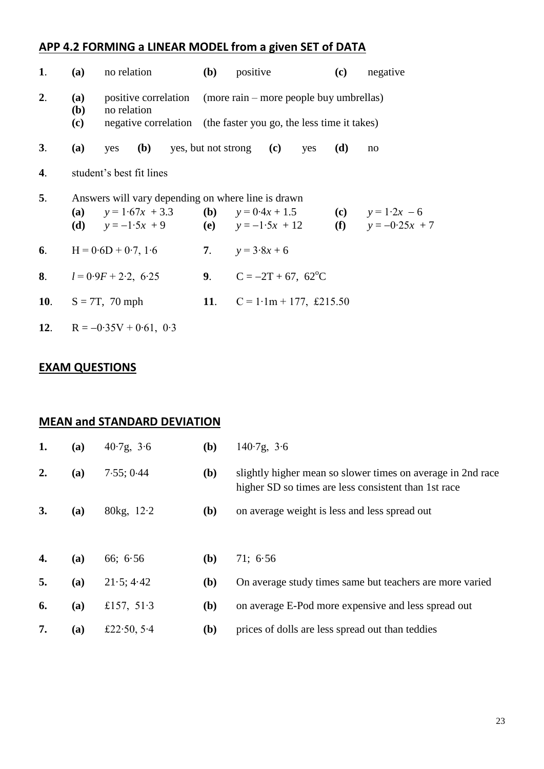## APP 4.2 FORMING a LINEAR MODEL from a given SET of DATA

**1**. **(a)** no relation **(b)** positive **(c)** negative

**2**. **(a)** positive correlation (more rain – more people buy umbrellas)
**(b)** no relation
**(c)** negative correlation (the faster you go, the less time it takes)

**3**. **(a)** yes **(b)** yes, but not strong **(c)** yes **(d)** no

**4**. student's best fit lines

**5**. Answers will vary depending on where line is drawn
**(a)** $y = 1{\cdot}67x + 3.3$ **(b)** $y = 0{\cdot}4x + 1.5$ **(c)** $y = 1{\cdot}2x - 6$
**(d)** $y = -1{\cdot}5x + 9$ **(e)** $y = -1{\cdot}5x + 12$ **(f)** $y = -0{\cdot}25x + 7$

**6**. $H = 0{\cdot}6D + 0{\cdot}7$, 1·6

**7**. $y = 3{\cdot}8x + 6$

**8**. $l = 0{\cdot}9F + 2{\cdot}2$, 6·25

**9**. $C = -2T + 67$, 62°C

**10**. $S = 7T$, 70 mph

**11**. $C = 1{\cdot}1m + 177$, £215.50

**12**. $R = -0{\cdot}35V + 0{\cdot}61$, 0·3

## EXAM QUESTIONS

## MEAN and STANDARD DEVIATION

**1.** **(a)** 40·7g, 3·6 **(b)** 140·7g, 3·6

**2.** **(a)** 7·55; 0·44 **(b)** slightly higher mean so slower times on average in 2nd race
higher SD so times are less consistent than 1st race

**3.** **(a)** 80kg, 12·2 **(b)** on average weight is less and less spread out

**4.** **(a)** 66; 6·56 **(b)** 71; 6·56

**5.** **(a)** 21·5; 4·42 **(b)** On average study times same but teachers are more varied

**6.** **(a)** £157, 51·3 **(b)** on average E-Pod more expensive and less spread out

**7.** **(a)** £22·50, 5·4 **(b)** prices of dolls are less spread out than teddies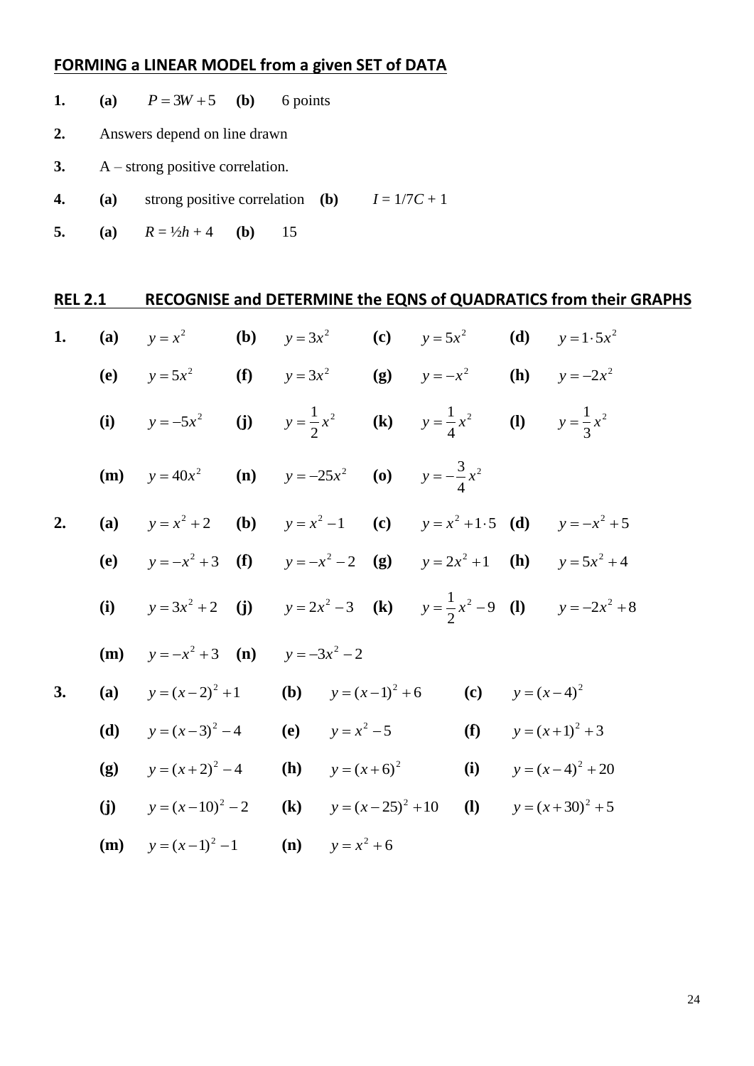## FORMING a LINEAR MODEL from a given SET of DATA

**1.** **(a)** $P = 3W + 5$ **(b)** 6 points

**2.** Answers depend on line drawn

**3.** A – strong positive correlation.

**4.** **(a)** strong positive correlation **(b)** $I = 1/7C + 1$

**5.** **(a)** $R = ½h + 4$ **(b)** 15

## REL 2.1 RECOGNISE and DETERMINE the EQNS of QUADRATICS from their GRAPHS

**1.** **(a)** $y = x^2$ **(b)** $y = 3x^2$ **(c)** $y = 5x^2$ **(d)** $y = 1\cdot5x^2$

**(e)** $y = 5x^2$ **(f)** $y = 3x^2$ **(g)** $y = -x^2$ **(h)** $y = -2x^2$

**(i)** $y = -5x^2$ **(j)** $y = \frac{1}{2}x^2$ **(k)** $y = \frac{1}{4}x^2$ **(l)** $y = \frac{1}{3}x^2$

**(m)** $y = 40x^2$ **(n)** $y = -25x^2$ **(o)** $y = -\frac{3}{4}x^2$

**2.** **(a)** $y = x^2 + 2$ **(b)** $y = x^2 - 1$ **(c)** $y = x^2 + 1\cdot5$ **(d)** $y = -x^2 + 5$

**(e)** $y = -x^2 + 3$ **(f)** $y = -x^2 - 2$ **(g)** $y = 2x^2 + 1$ **(h)** $y = 5x^2 + 4$

**(i)** $y = 3x^2 + 2$ **(j)** $y = 2x^2 - 3$ **(k)** $y = \frac{1}{2}x^2 - 9$ **(l)** $y = -2x^2 + 8$

**(m)** $y = -x^2 + 3$ **(n)** $y = -3x^2 - 2$

**3.** **(a)** $y = (x-2)^2 + 1$ **(b)** $y = (x-1)^2 + 6$ **(c)** $y = (x-4)^2$

**(d)** $y = (x-3)^2 - 4$ **(e)** $y = x^2 - 5$ **(f)** $y = (x+1)^2 + 3$

**(g)** $y = (x+2)^2 - 4$ **(h)** $y = (x+6)^2$ **(i)** $y = (x-4)^2 + 20$

**(j)** $y = (x-10)^2 - 2$ **(k)** $y = (x-25)^2 + 10$ **(l)** $y = (x+30)^2 + 5$

**(m)** $y = (x-1)^2 - 1$ **(n)** $y = x^2 + 6$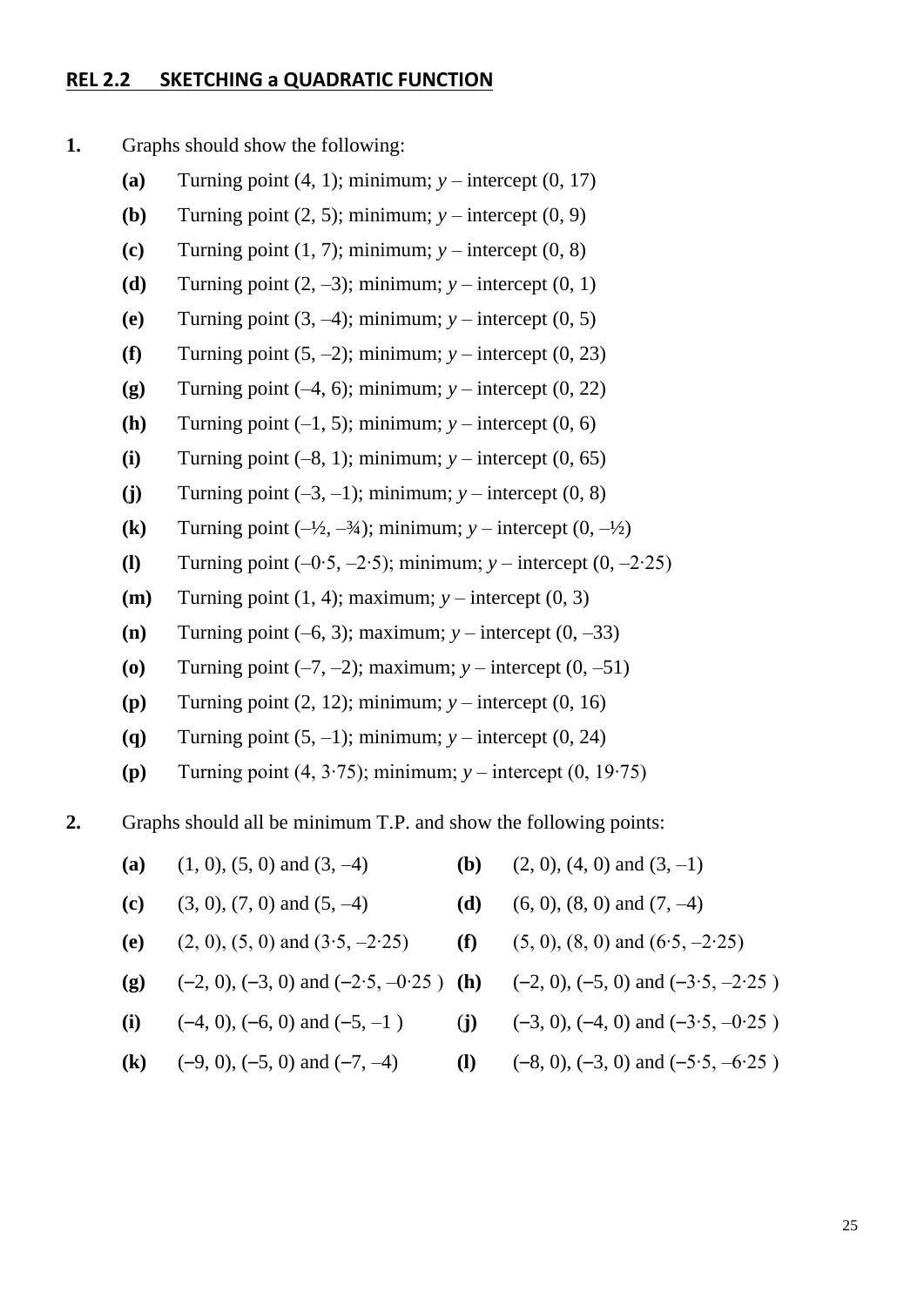## REL 2.2 SKETCHING a QUADRATIC FUNCTION

**1.** Graphs should show the following:

- **(a)** Turning point (4, 1); minimum; $y$ – intercept (0, 17)
- **(b)** Turning point (2, 5); minimum; $y$ – intercept (0, 9)
- **(c)** Turning point (1, 7); minimum; $y$ – intercept (0, 8)
- **(d)** Turning point (2, –3); minimum; $y$ – intercept (0, 1)
- **(e)** Turning point (3, –4); minimum; $y$ – intercept (0, 5)
- **(f)** Turning point (5, –2); minimum; $y$ – intercept (0, 23)
- **(g)** Turning point (–4, 6); minimum; $y$ – intercept (0, 22)
- **(h)** Turning point (–1, 5); minimum; $y$ – intercept (0, 6)
- **(i)** Turning point (–8, 1); minimum; $y$ – intercept (0, 65)
- **(j)** Turning point (–3, –1); minimum; $y$ – intercept (0, 8)
- **(k)** Turning point (–½, –¾); minimum; $y$ – intercept (0, –½)
- **(l)** Turning point (–0·5, –2·5); minimum; $y$ – intercept (0, –2·25)
- **(m)** Turning point (1, 4); maximum; $y$ – intercept (0, 3)
- **(n)** Turning point (–6, 3); maximum; $y$ – intercept (0, –33)
- **(o)** Turning point (–7, –2); maximum; $y$ – intercept (0, –51)
- **(p)** Turning point (2, 12); minimum; $y$ – intercept (0, 16)
- **(q)** Turning point (5, –1); minimum; $y$ – intercept (0, 24)
- **(p)** Turning point (4, 3·75); minimum; $y$ – intercept (0, 19·75)

**2.** Graphs should all be minimum T.P. and show the following points:

- **(a)** (1, 0), (5, 0) and (3, –4)
- **(b)** (2, 0), (4, 0) and (3, –1)
- **(c)** (3, 0), (7, 0) and (5, –4)
- **(d)** (6, 0), (8, 0) and (7, –4)
- **(e)** (2, 0), (5, 0) and (3·5, –2·25)
- **(f)** (5, 0), (8, 0) and (6·5, –2·25)
- **(g)** (−2, 0), (−3, 0) and (−2·5, –0·25 )
- **(h)** (−2, 0), (−5, 0) and (−3·5, –2·25 )
- **(i)** (−4, 0), (−6, 0) and (−5, –1 )
- **(j)** (−3, 0), (−4, 0) and (−3·5, –0·25 )
- **(k)** (−9, 0), (−5, 0) and (−7, –4)
- **(l)** (−8, 0), (−3, 0) and (−5·5, –6·25 )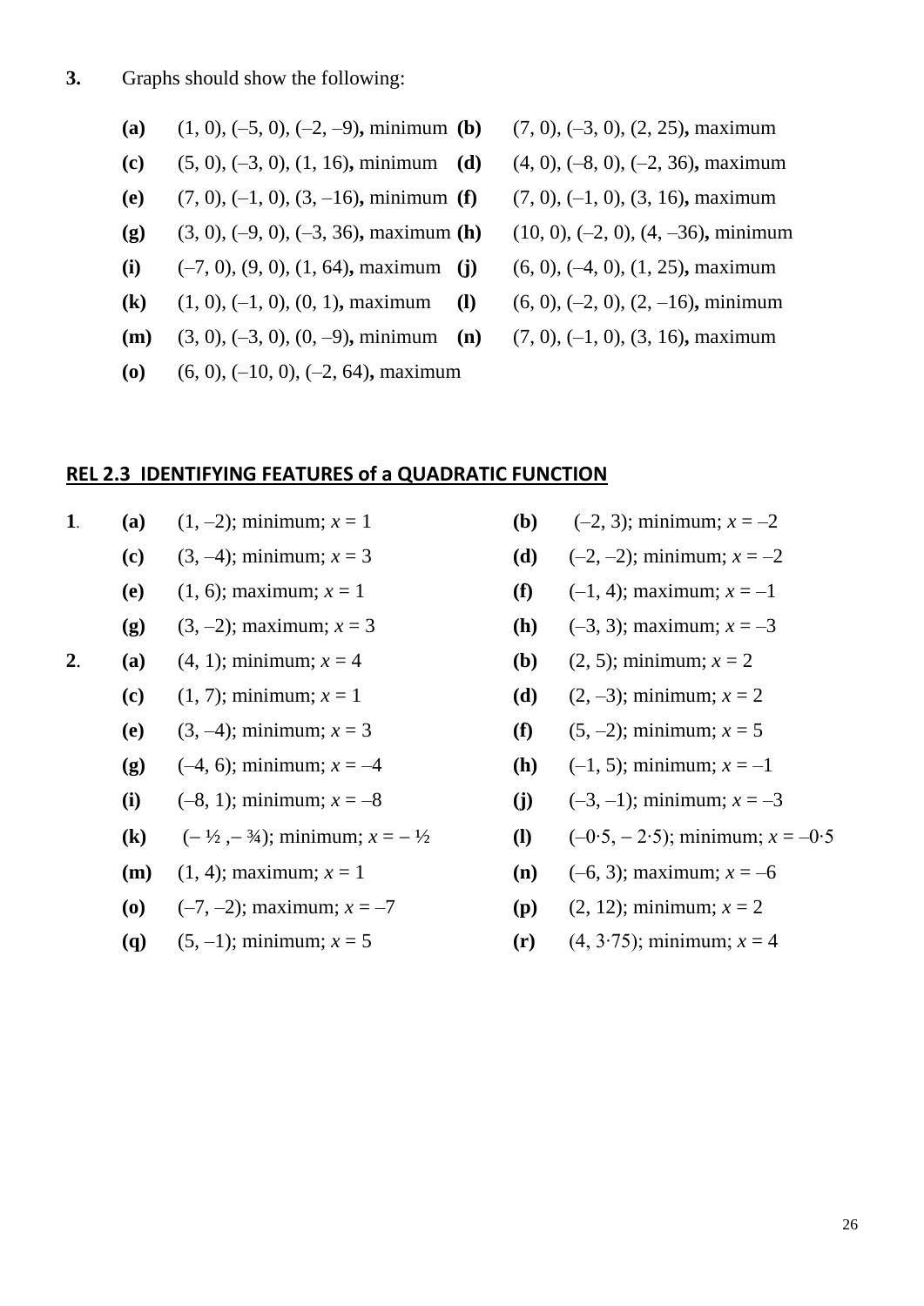**3.** Graphs should show the following:

**(a)** $(1, 0)$, $(–5, 0)$, $(–2, –9)$**,** minimum
**(b)** $(7, 0)$, $(–3, 0)$, $(2, 25)$**,** maximum
**(c)** $(5, 0)$, $(–3, 0)$, $(1, 16)$**,** minimum
**(d)** $(4, 0)$, $(–8, 0)$, $(–2, 36)$**,** maximum
**(e)** $(7, 0)$, $(–1, 0)$, $(3, –16)$**,** minimum
**(f)** $(7, 0)$, $(–1, 0)$, $(3, 16)$**,** maximum
**(g)** $(3, 0)$, $(–9, 0)$, $(–3, 36)$**,** maximum
**(h)** $(10, 0)$, $(–2, 0)$, $(4, –36)$**,** minimum
**(i)** $(–7, 0)$, $(9, 0)$, $(1, 64)$**,** maximum
**(j)** $(6, 0)$, $(–4, 0)$, $(1, 25)$**,** maximum
**(k)** $(1, 0)$, $(–1, 0)$, $(0, 1)$**,** maximum
**(l)** $(6, 0)$, $(–2, 0)$, $(2, –16)$**,** minimum
**(m)** $(3, 0)$, $(–3, 0)$, $(0, –9)$**,** minimum
**(n)** $(7, 0)$, $(–1, 0)$, $(3, 16)$**,** maximum
**(o)** $(6, 0)$, $(–10, 0)$, $(–2, 64)$**,** maximum

## REL 2.3 IDENTIFYING FEATURES of a QUADRATIC FUNCTION

**1.**
**(a)** $(1, –2)$; minimum; $x = 1$
**(b)** $(–2, 3)$; minimum; $x = –2$
**(c)** $(3, –4)$; minimum; $x = 3$
**(d)** $(–2, –2)$; minimum; $x = –2$
**(e)** $(1, 6)$; maximum; $x = 1$
**(f)** $(–1, 4)$; maximum; $x = –1$
**(g)** $(3, –2)$; maximum; $x = 3$
**(h)** $(–3, 3)$; maximum; $x = –3$

**2.**
**(a)** $(4, 1)$; minimum; $x = 4$
**(b)** $(2, 5)$; minimum; $x = 2$
**(c)** $(1, 7)$; minimum; $x = 1$
**(d)** $(2, –3)$; minimum; $x = 2$
**(e)** $(3, –4)$; minimum; $x = 3$
**(f)** $(5, –2)$; minimum; $x = 5$
**(g)** $(–4, 6)$; minimum; $x = –4$
**(h)** $(–1, 5)$; minimum; $x = –1$
**(i)** $(–8, 1)$; minimum; $x = –8$
**(j)** $(–3, –1)$; minimum; $x = –3$
**(k)** $(–\frac{1}{2}, –\frac{3}{4})$; minimum; $x = –\frac{1}{2}$
**(l)** $(–0{\cdot}5, –2{\cdot}5)$; minimum; $x = –0{\cdot}5$
**(m)** $(1, 4)$; maximum; $x = 1$
**(n)** $(–6, 3)$; maximum; $x = –6$
**(o)** $(–7, –2)$; maximum; $x = –7$
**(p)** $(2, 12)$; minimum; $x = 2$
**(q)** $(5, –1)$; minimum; $x = 5$
**(r)** $(4, 3{\cdot}75)$; minimum; $x = 4$